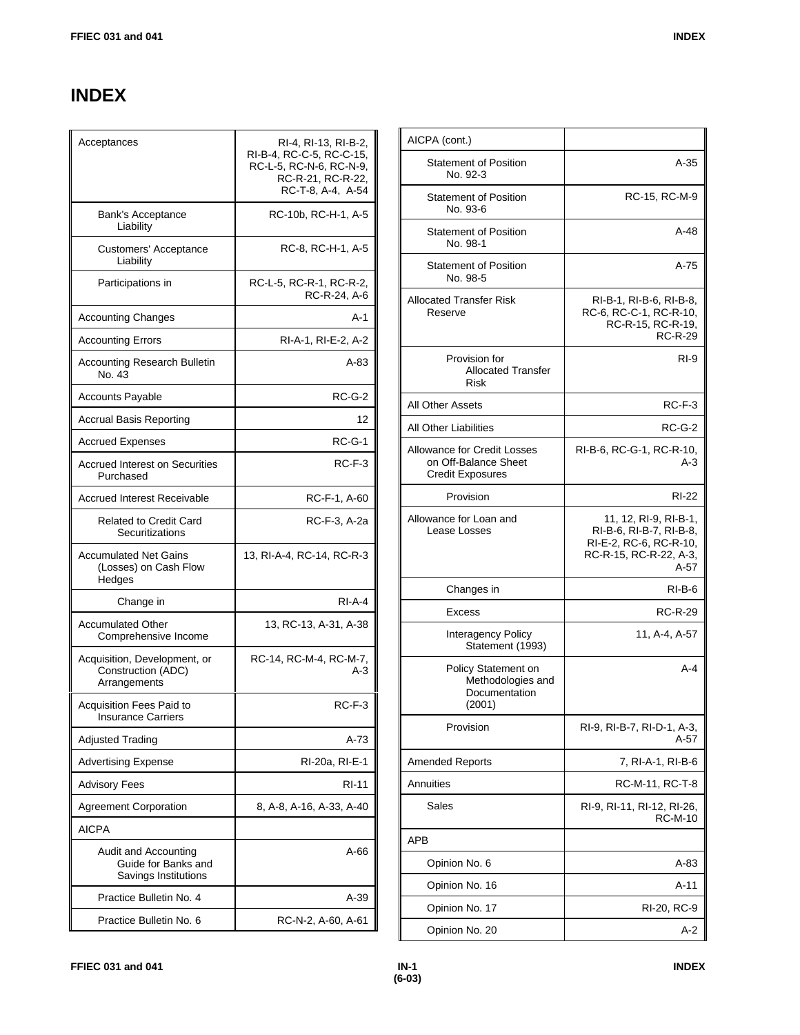# INDEX

| | |
|---|---|
| Acceptances | RI-4, RI-13, RI-B-2, RI-B-4, RC-C-5, RC-C-15, RC-L-5, RC-N-6, RC-N-9, RC-R-21, RC-R-22, RC-T-8, A-4, A-54 |
| Bank's Acceptance Liability | RC-10b, RC-H-1, A-5 |
| Customers' Acceptance Liability | RC-8, RC-H-1, A-5 |
| Participations in | RC-L-5, RC-R-1, RC-R-2, RC-R-24, A-6 |
| Accounting Changes | A-1 |
| Accounting Errors | RI-A-1, RI-E-2, A-2 |
| Accounting Research Bulletin No. 43 | A-83 |
| Accounts Payable | RC-G-2 |
| Accrual Basis Reporting | 12 |
| Accrued Expenses | RC-G-1 |
| Accrued Interest on Securities Purchased | RC-F-3 |
| Accrued Interest Receivable | RC-F-1, A-60 |
| Related to Credit Card Securitizations | RC-F-3, A-2a |
| Accumulated Net Gains (Losses) on Cash Flow Hedges | 13, RI-A-4, RC-14, RC-R-3 |
| Change in | RI-A-4 |
| Accumulated Other Comprehensive Income | 13, RC-13, A-31, A-38 |
| Acquisition, Development, or Construction (ADC) Arrangements | RC-14, RC-M-4, RC-M-7, A-3 |
| Acquisition Fees Paid to Insurance Carriers | RC-F-3 |
| Adjusted Trading | A-73 |
| Advertising Expense | RI-20a, RI-E-1 |
| Advisory Fees | RI-11 |
| Agreement Corporation | 8, A-8, A-16, A-33, A-40 |
| AICPA | |
| Audit and Accounting Guide for Banks and Savings Institutions | A-66 |
| Practice Bulletin No. 4 | A-39 |
| Practice Bulletin No. 6 | RC-N-2, A-60, A-61 |
| AICPA (cont.) | |
| Statement of Position No. 92-3 | A-35 |
| Statement of Position No. 93-6 | RC-15, RC-M-9 |
| Statement of Position No. 98-1 | A-48 |
| Statement of Position No. 98-5 | A-75 |
| Allocated Transfer Risk Reserve | RI-B-1, RI-B-6, RI-B-8, RC-6, RC-C-1, RC-R-10, RC-R-15, RC-R-19, RC-R-29 |
| Provision for Allocated Transfer Risk | RI-9 |
| All Other Assets | RC-F-3 |
| All Other Liabilities | RC-G-2 |
| Allowance for Credit Losses on Off-Balance Sheet Credit Exposures | RI-B-6, RC-G-1, RC-R-10, A-3 |
| Provision | RI-22 |
| Allowance for Loan and Lease Losses | 11, 12, RI-9, RI-B-1, RI-B-6, RI-B-7, RI-B-8, RI-E-2, RC-6, RC-R-10, RC-R-15, RC-R-22, A-3, A-57 |
| Changes in | RI-B-6 |
| Excess | RC-R-29 |
| Interagency Policy Statement (1993) | 11, A-4, A-57 |
| Policy Statement on Methodologies and Documentation (2001) | A-4 |
| Provision | RI-9, RI-B-7, RI-D-1, A-3, A-57 |
| Amended Reports | 7, RI-A-1, RI-B-6 |
| Annuities | RC-M-11, RC-T-8 |
| Sales | RI-9, RI-11, RI-12, RI-26, RC-M-10 |
| APB | |
| Opinion No. 6 | A-83 |
| Opinion No. 16 | A-11 |
| Opinion No. 17 | RI-20, RC-9 |
| Opinion No. 20 | A-2 |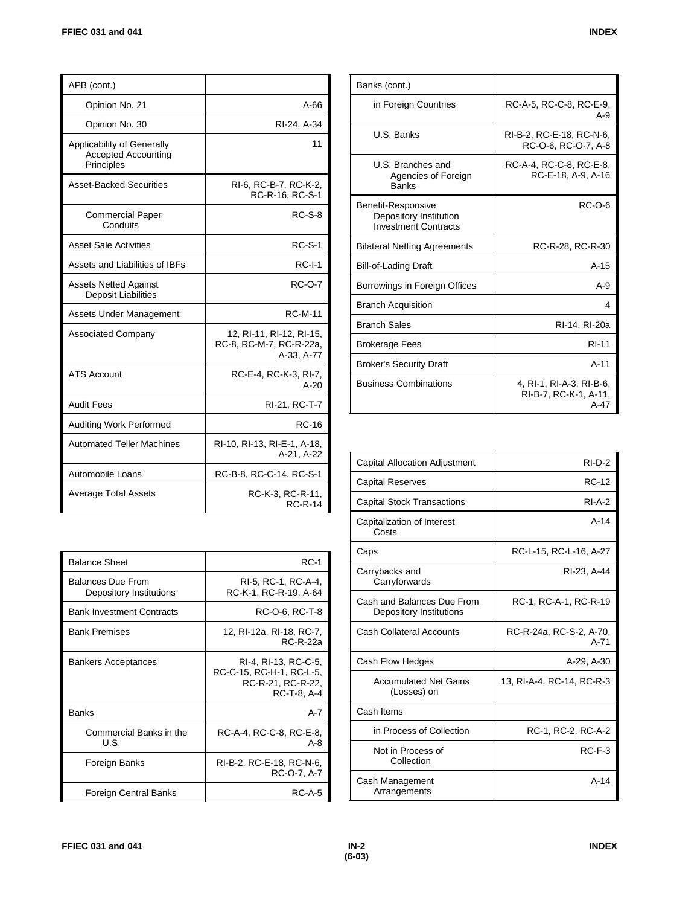| APB (cont.) | |
|---|---|
| Opinion No. 21 | A-66 |
| Opinion No. 30 | RI-24, A-34 |
| Applicability of Generally Accepted Accounting Principles | 11 |
| Asset-Backed Securities | RI-6, RC-B-7, RC-K-2, RC-R-16, RC-S-1 |
| Commercial Paper Conduits | RC-S-8 |
| Asset Sale Activities | RC-S-1 |
| Assets and Liabilities of IBFs | RC-I-1 |
| Assets Netted Against Deposit Liabilities | RC-O-7 |
| Assets Under Management | RC-M-11 |
| Associated Company | 12, RI-11, RI-12, RI-15, RC-8, RC-M-7, RC-R-22a, A-33, A-77 |
| ATS Account | RC-E-4, RC-K-3, RI-7, A-20 |
| Audit Fees | RI-21, RC-T-7 |
| Auditing Work Performed | RC-16 |
| Automated Teller Machines | RI-10, RI-13, RI-E-1, A-18, A-21, A-22 |
| Automobile Loans | RC-B-8, RC-C-14, RC-S-1 |
| Average Total Assets | RC-K-3, RC-R-11, RC-R-14 |

| Balance Sheet | RC-1 |
|---|---|
| Balances Due From Depository Institutions | RI-5, RC-1, RC-A-4, RC-K-1, RC-R-19, A-64 |
| Bank Investment Contracts | RC-O-6, RC-T-8 |
| Bank Premises | 12, RI-12a, RI-18, RC-7, RC-R-22a |
| Bankers Acceptances | RI-4, RI-13, RC-C-5, RC-C-15, RC-H-1, RC-L-5, RC-R-21, RC-R-22, RC-T-8, A-4 |
| Banks | A-7 |
| Commercial Banks in the U.S. | RC-A-4, RC-C-8, RC-E-8, A-8 |
| Foreign Banks | RI-B-2, RC-E-18, RC-N-6, RC-O-7, A-7 |
| Foreign Central Banks | RC-A-5 |

| Banks (cont.) | |
|---|---|
| in Foreign Countries | RC-A-5, RC-C-8, RC-E-9, A-9 |
| U.S. Banks | RI-B-2, RC-E-18, RC-N-6, RC-O-6, RC-O-7, A-8 |
| U.S. Branches and Agencies of Foreign Banks | RC-A-4, RC-C-8, RC-E-8, RC-E-18, A-9, A-16 |
| Benefit-Responsive Depository Institution Investment Contracts | RC-O-6 |
| Bilateral Netting Agreements | RC-R-28, RC-R-30 |
| Bill-of-Lading Draft | A-15 |
| Borrowings in Foreign Offices | A-9 |
| Branch Acquisition | 4 |
| Branch Sales | RI-14, RI-20a |
| Brokerage Fees | RI-11 |
| Broker's Security Draft | A-11 |
| Business Combinations | 4, RI-1, RI-A-3, RI-B-6, RI-B-7, RC-K-1, A-11, A-47 |

| Capital Allocation Adjustment | RI-D-2 |
|---|---|
| Capital Reserves | RC-12 |
| Capital Stock Transactions | RI-A-2 |
| Capitalization of Interest Costs | A-14 |
| Caps | RC-L-15, RC-L-16, A-27 |
| Carrybacks and Carryforwards | RI-23, A-44 |
| Cash and Balances Due From Depository Institutions | RC-1, RC-A-1, RC-R-19 |
| Cash Collateral Accounts | RC-R-24a, RC-S-2, A-70, A-71 |
| Cash Flow Hedges | A-29, A-30 |
| Accumulated Net Gains (Losses) on | 13, RI-A-4, RC-14, RC-R-3 |
| Cash Items | |
| in Process of Collection | RC-1, RC-2, RC-A-2 |
| Not in Process of Collection | RC-F-3 |
| Cash Management Arrangements | A-14 |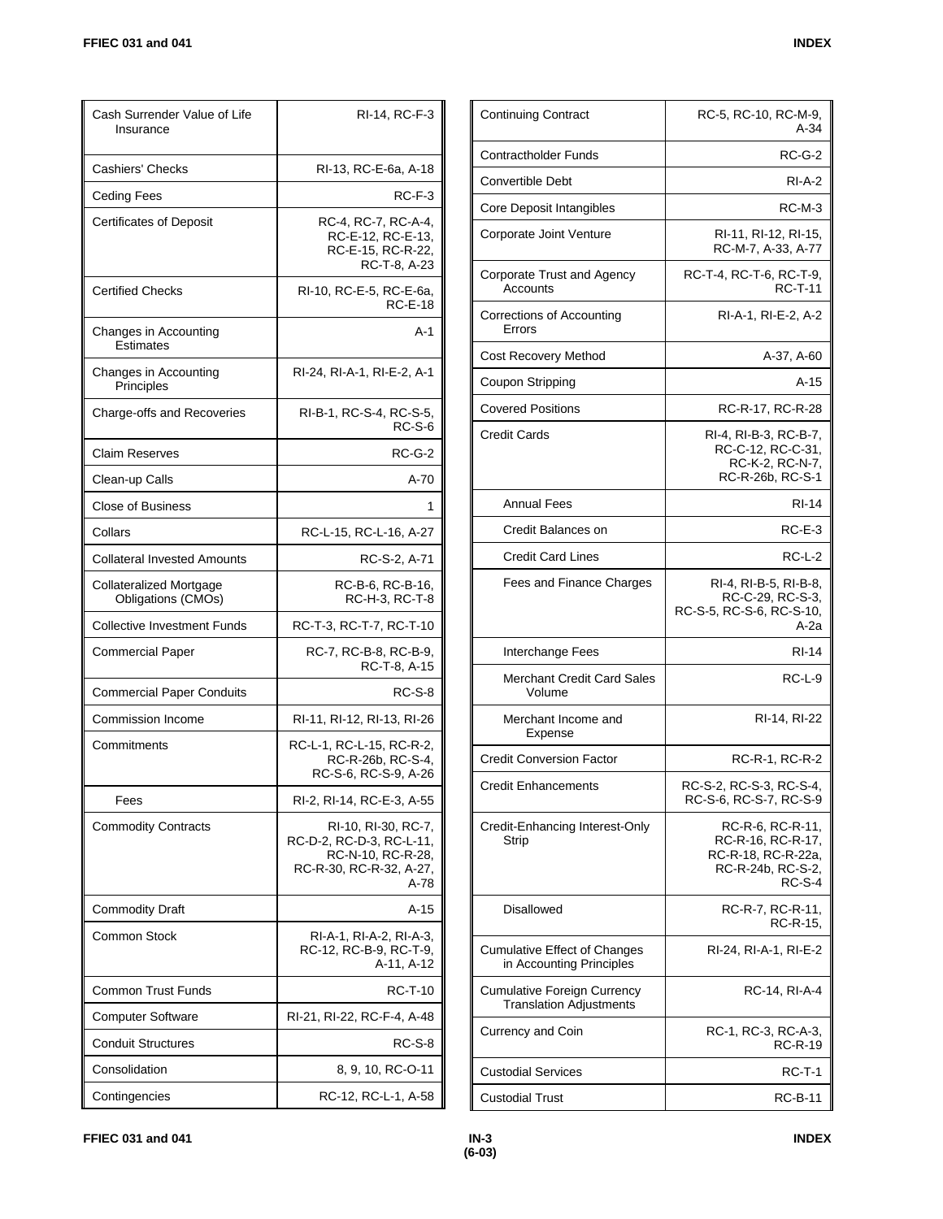| Term | References |
|---|---|
| Cash Surrender Value of Life Insurance | RI-14, RC-F-3 |
| Cashiers' Checks | RI-13, RC-E-6a, A-18 |
| Ceding Fees | RC-F-3 |
| Certificates of Deposit | RC-4, RC-7, RC-A-4, RC-E-12, RC-E-13, RC-E-15, RC-R-22, RC-T-8, A-23 |
| Certified Checks | RI-10, RC-E-5, RC-E-6a, RC-E-18 |
| Changes in Accounting Estimates | A-1 |
| Changes in Accounting Principles | RI-24, RI-A-1, RI-E-2, A-1 |
| Charge-offs and Recoveries | RI-B-1, RC-S-4, RC-S-5, RC-S-6 |
| Claim Reserves | RC-G-2 |
| Clean-up Calls | A-70 |
| Close of Business | 1 |
| Collars | RC-L-15, RC-L-16, A-27 |
| Collateral Invested Amounts | RC-S-2, A-71 |
| Collateralized Mortgage Obligations (CMOs) | RC-B-6, RC-B-16, RC-H-3, RC-T-8 |
| Collective Investment Funds | RC-T-3, RC-T-7, RC-T-10 |
| Commercial Paper | RC-7, RC-B-8, RC-B-9, RC-T-8, A-15 |
| Commercial Paper Conduits | RC-S-8 |
| Commission Income | RI-11, RI-12, RI-13, RI-26 |
| Commitments | RC-L-1, RC-L-15, RC-R-2, RC-R-26b, RC-S-4, RC-S-6, RC-S-9, A-26 |
| Fees | RI-2, RI-14, RC-E-3, A-55 |
| Commodity Contracts | RI-10, RI-30, RC-7, RC-D-2, RC-D-3, RC-L-11, RC-N-10, RC-R-28, RC-R-30, RC-R-32, A-27, A-78 |
| Commodity Draft | A-15 |
| Common Stock | RI-A-1, RI-A-2, RI-A-3, RC-12, RC-B-9, RC-T-9, A-11, A-12 |
| Common Trust Funds | RC-T-10 |
| Computer Software | RI-21, RI-22, RC-F-4, A-48 |
| Conduit Structures | RC-S-8 |
| Consolidation | 8, 9, 10, RC-O-11 |
| Contingencies | RC-12, RC-L-1, A-58 |

| Term | References |
|---|---|
| Continuing Contract | RC-5, RC-10, RC-M-9, A-34 |
| Contractholder Funds | RC-G-2 |
| Convertible Debt | RI-A-2 |
| Core Deposit Intangibles | RC-M-3 |
| Corporate Joint Venture | RI-11, RI-12, RI-15, RC-M-7, A-33, A-77 |
| Corporate Trust and Agency Accounts | RC-T-4, RC-T-6, RC-T-9, RC-T-11 |
| Corrections of Accounting Errors | RI-A-1, RI-E-2, A-2 |
| Cost Recovery Method | A-37, A-60 |
| Coupon Stripping | A-15 |
| Covered Positions | RC-R-17, RC-R-28 |
| Credit Cards | RI-4, RI-B-3, RC-B-7, RC-C-12, RC-C-31, RC-K-2, RC-N-7, RC-R-26b, RC-S-1 |
| Annual Fees | RI-14 |
| Credit Balances on | RC-E-3 |
| Credit Card Lines | RC-L-2 |
| Fees and Finance Charges | RI-4, RI-B-5, RI-B-8, RC-C-29, RC-S-3, RC-S-5, RC-S-6, RC-S-10, A-2a |
| Interchange Fees | RI-14 |
| Merchant Credit Card Sales Volume | RC-L-9 |
| Merchant Income and Expense | RI-14, RI-22 |
| Credit Conversion Factor | RC-R-1, RC-R-2 |
| Credit Enhancements | RC-S-2, RC-S-3, RC-S-4, RC-S-6, RC-S-7, RC-S-9 |
| Credit-Enhancing Interest-Only Strip | RC-R-6, RC-R-11, RC-R-16, RC-R-17, RC-R-18, RC-R-22a, RC-R-24b, RC-S-2, RC-S-4 |
| Disallowed | RC-R-7, RC-R-11, RC-R-15, |
| Cumulative Effect of Changes in Accounting Principles | RI-24, RI-A-1, RI-E-2 |
| Cumulative Foreign Currency Translation Adjustments | RC-14, RI-A-4 |
| Currency and Coin | RC-1, RC-3, RC-A-3, RC-R-19 |
| Custodial Services | RC-T-1 |
| Custodial Trust | RC-B-11 |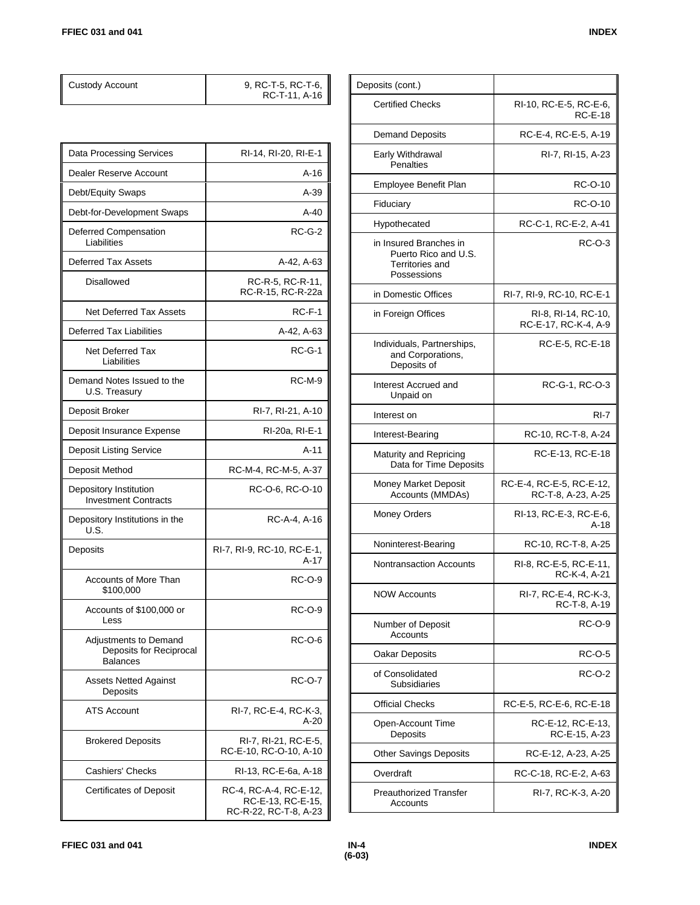| | |
|---|---|
| Custody Account | 9, RC-T-5, RC-T-6, RC-T-11, A-16 |

| | |
|---|---|
| Data Processing Services | RI-14, RI-20, RI-E-1 |
| Dealer Reserve Account | A-16 |
| Debt/Equity Swaps | A-39 |
| Debt-for-Development Swaps | A-40 |
| Deferred Compensation Liabilities | RC-G-2 |
| Deferred Tax Assets | A-42, A-63 |
| Disallowed | RC-R-5, RC-R-11, RC-R-15, RC-R-22a |
| Net Deferred Tax Assets | RC-F-1 |
| Deferred Tax Liabilities | A-42, A-63 |
| Net Deferred Tax Liabilities | RC-G-1 |
| Demand Notes Issued to the U.S. Treasury | RC-M-9 |
| Deposit Broker | RI-7, RI-21, A-10 |
| Deposit Insurance Expense | RI-20a, RI-E-1 |
| Deposit Listing Service | A-11 |
| Deposit Method | RC-M-4, RC-M-5, A-37 |
| Depository Institution Investment Contracts | RC-O-6, RC-O-10 |
| Depository Institutions in the U.S. | RC-A-4, A-16 |
| Deposits | RI-7, RI-9, RC-10, RC-E-1, A-17 |
| Accounts of More Than $100,000 | RC-O-9 |
| Accounts of $100,000 or Less | RC-O-9 |
| Adjustments to Demand Deposits for Reciprocal Balances | RC-O-6 |
| Assets Netted Against Deposits | RC-O-7 |
| ATS Account | RI-7, RC-E-4, RC-K-3, A-20 |
| Brokered Deposits | RI-7, RI-21, RC-E-5, RC-E-10, RC-O-10, A-10 |
| Cashiers' Checks | RI-13, RC-E-6a, A-18 |
| Certificates of Deposit | RC-4, RC-A-4, RC-E-12, RC-E-13, RC-E-15, RC-R-22, RC-T-8, A-23 |

| | |
|---|---|
| Deposits (cont.) | |
| Certified Checks | RI-10, RC-E-5, RC-E-6, RC-E-18 |
| Demand Deposits | RC-E-4, RC-E-5, A-19 |
| Early Withdrawal Penalties | RI-7, RI-15, A-23 |
| Employee Benefit Plan | RC-O-10 |
| Fiduciary | RC-O-10 |
| Hypothecated | RC-C-1, RC-E-2, A-41 |
| in Insured Branches in Puerto Rico and U.S. Territories and Possessions | RC-O-3 |
| in Domestic Offices | RI-7, RI-9, RC-10, RC-E-1 |
| in Foreign Offices | RI-8, RI-14, RC-10, RC-E-17, RC-K-4, A-9 |
| Individuals, Partnerships, and Corporations, Deposits of | RC-E-5, RC-E-18 |
| Interest Accrued and Unpaid on | RC-G-1, RC-O-3 |
| Interest on | RI-7 |
| Interest-Bearing | RC-10, RC-T-8, A-24 |
| Maturity and Repricing Data for Time Deposits | RC-E-13, RC-E-18 |
| Money Market Deposit Accounts (MMDAs) | RC-E-4, RC-E-5, RC-E-12, RC-T-8, A-23, A-25 |
| Money Orders | RI-13, RC-E-3, RC-E-6, A-18 |
| Noninterest-Bearing | RC-10, RC-T-8, A-25 |
| Nontransaction Accounts | RI-8, RC-E-5, RC-E-11, RC-K-4, A-21 |
| NOW Accounts | RI-7, RC-E-4, RC-K-3, RC-T-8, A-19 |
| Number of Deposit Accounts | RC-O-9 |
| Oakar Deposits | RC-O-5 |
| of Consolidated Subsidiaries | RC-O-2 |
| Official Checks | RC-E-5, RC-E-6, RC-E-18 |
| Open-Account Time Deposits | RC-E-12, RC-E-13, RC-E-15, A-23 |
| Other Savings Deposits | RC-E-12, A-23, A-25 |
| Overdraft | RC-C-18, RC-E-2, A-63 |
| Preauthorized Transfer Accounts | RI-7, RC-K-3, A-20 |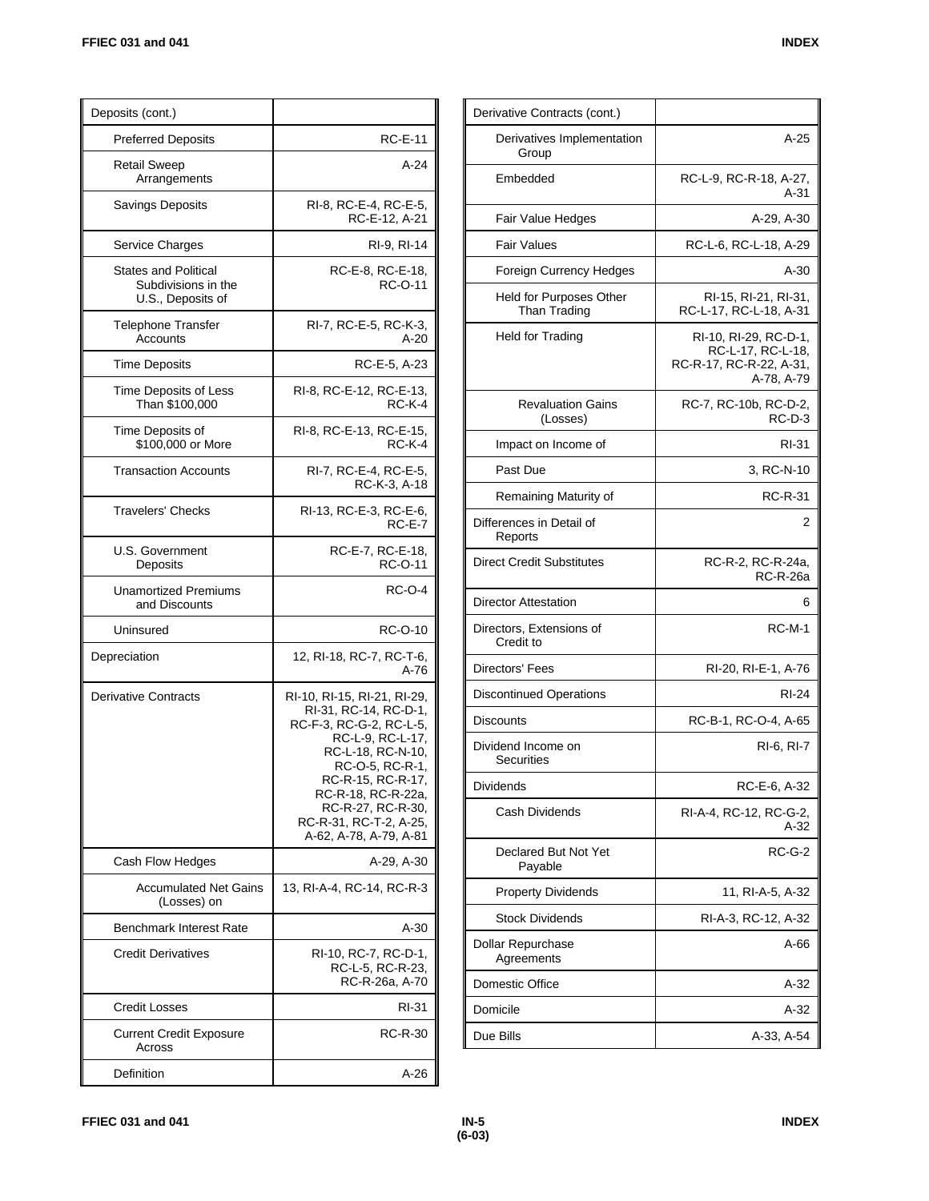| Deposits (cont.) | |
|---|---|
| Preferred Deposits | RC-E-11 |
| Retail Sweep Arrangements | A-24 |
| Savings Deposits | RI-8, RC-E-4, RC-E-5, RC-E-12, A-21 |
| Service Charges | RI-9, RI-14 |
| States and Political Subdivisions in the U.S., Deposits of | RC-E-8, RC-E-18, RC-O-11 |
| Telephone Transfer Accounts | RI-7, RC-E-5, RC-K-3, A-20 |
| Time Deposits | RC-E-5, A-23 |
| Time Deposits of Less Than $100,000 | RI-8, RC-E-12, RC-E-13, RC-K-4 |
| Time Deposits of $100,000 or More | RI-8, RC-E-13, RC-E-15, RC-K-4 |
| Transaction Accounts | RI-7, RC-E-4, RC-E-5, RC-K-3, A-18 |
| Travelers' Checks | RI-13, RC-E-3, RC-E-6, RC-E-7 |
| U.S. Government Deposits | RC-E-7, RC-E-18, RC-O-11 |
| Unamortized Premiums and Discounts | RC-O-4 |
| Uninsured | RC-O-10 |
| Depreciation | 12, RI-18, RC-7, RC-T-6, A-76 |
| Derivative Contracts | RI-10, RI-15, RI-21, RI-29, RI-31, RC-14, RC-D-1, RC-F-3, RC-G-2, RC-L-5, RC-L-9, RC-L-17, RC-L-18, RC-N-10, RC-O-5, RC-R-1, RC-R-15, RC-R-17, RC-R-18, RC-R-22a, RC-R-27, RC-R-30, RC-R-31, RC-T-2, A-25, A-62, A-78, A-79, A-81 |
| Cash Flow Hedges | A-29, A-30 |
| Accumulated Net Gains (Losses) on | 13, RI-A-4, RC-14, RC-R-3 |
| Benchmark Interest Rate | A-30 |
| Credit Derivatives | RI-10, RC-7, RC-D-1, RC-L-5, RC-R-23, RC-R-26a, A-70 |
| Credit Losses | RI-31 |
| Current Credit Exposure Across | RC-R-30 |
| Definition | A-26 |

| Derivative Contracts (cont.) | |
|---|---|
| Derivatives Implementation Group | A-25 |
| Embedded | RC-L-9, RC-R-18, A-27, A-31 |
| Fair Value Hedges | A-29, A-30 |
| Fair Values | RC-L-6, RC-L-18, A-29 |
| Foreign Currency Hedges | A-30 |
| Held for Purposes Other Than Trading | RI-15, RI-21, RI-31, RC-L-17, RC-L-18, A-31 |
| Held for Trading | RI-10, RI-29, RC-D-1, RC-L-17, RC-L-18, RC-R-17, RC-R-22, A-31, A-78, A-79 |
| Revaluation Gains (Losses) | RC-7, RC-10b, RC-D-2, RC-D-3 |
| Impact on Income of | RI-31 |
| Past Due | 3, RC-N-10 |
| Remaining Maturity of | RC-R-31 |
| Differences in Detail of Reports | 2 |
| Direct Credit Substitutes | RC-R-2, RC-R-24a, RC-R-26a |
| Director Attestation | 6 |
| Directors, Extensions of Credit to | RC-M-1 |
| Directors' Fees | RI-20, RI-E-1, A-76 |
| Discontinued Operations | RI-24 |
| Discounts | RC-B-1, RC-O-4, A-65 |
| Dividend Income on Securities | RI-6, RI-7 |
| Dividends | RC-E-6, A-32 |
| Cash Dividends | RI-A-4, RC-12, RC-G-2, A-32 |
| Declared But Not Yet Payable | RC-G-2 |
| Property Dividends | 11, RI-A-5, A-32 |
| Stock Dividends | RI-A-3, RC-12, A-32 |
| Dollar Repurchase Agreements | A-66 |
| Domestic Office | A-32 |
| Domicile | A-32 |
| Due Bills | A-33, A-54 |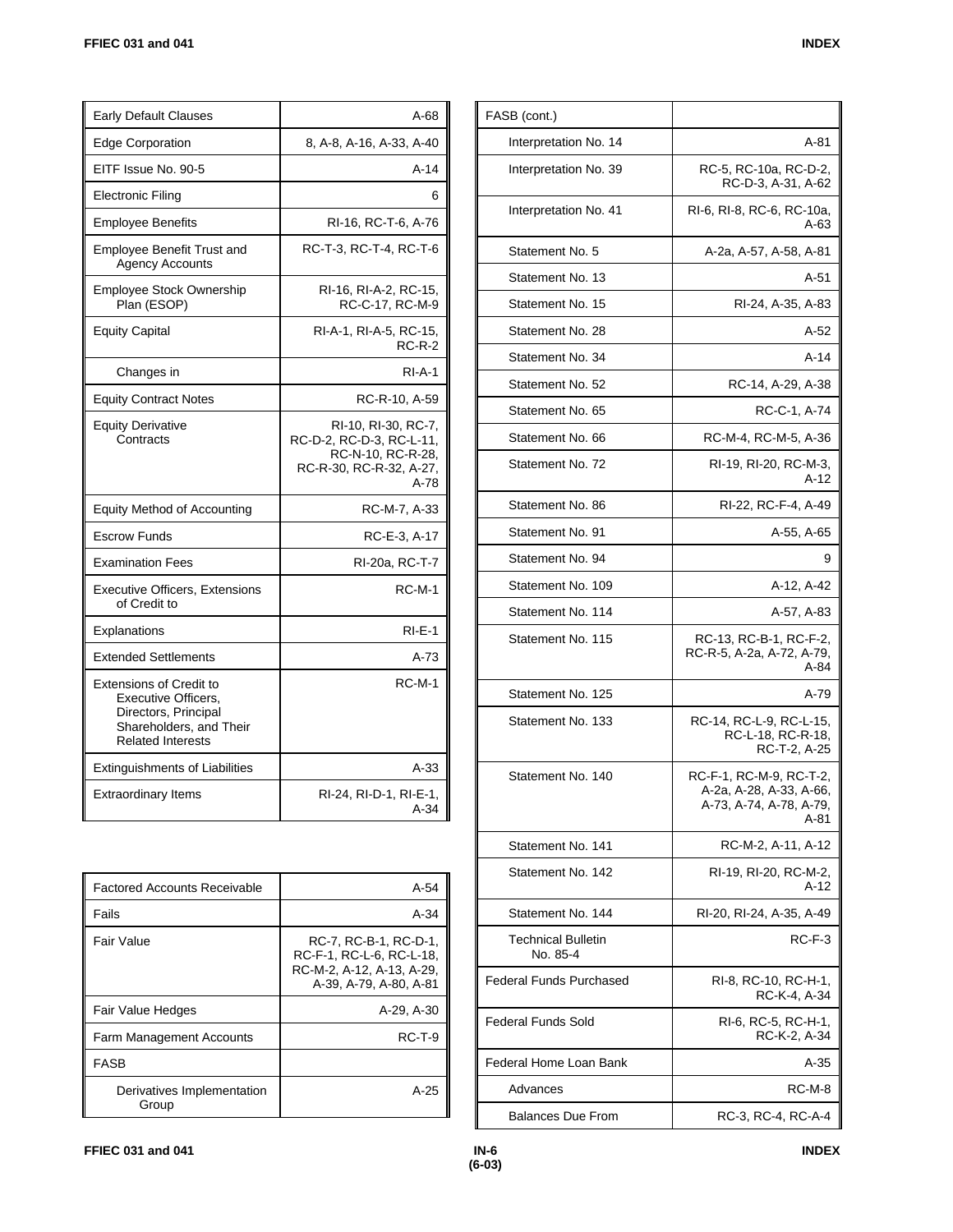| | |
|---|---|
| Early Default Clauses | A-68 |
| Edge Corporation | 8, A-8, A-16, A-33, A-40 |
| EITF Issue No. 90-5 | A-14 |
| Electronic Filing | 6 |
| Employee Benefits | RI-16, RC-T-6, A-76 |
| Employee Benefit Trust and Agency Accounts | RC-T-3, RC-T-4, RC-T-6 |
| Employee Stock Ownership Plan (ESOP) | RI-16, RI-A-2, RC-15, RC-C-17, RC-M-9 |
| Equity Capital | RI-A-1, RI-A-5, RC-15, RC-R-2 |
| Changes in | RI-A-1 |
| Equity Contract Notes | RC-R-10, A-59 |
| Equity Derivative Contracts | RI-10, RI-30, RC-7, RC-D-2, RC-D-3, RC-L-11, RC-N-10, RC-R-28, RC-R-30, RC-R-32, A-27, A-78 |
| Equity Method of Accounting | RC-M-7, A-33 |
| Escrow Funds | RC-E-3, A-17 |
| Examination Fees | RI-20a, RC-T-7 |
| Executive Officers, Extensions of Credit to | RC-M-1 |
| Explanations | RI-E-1 |
| Extended Settlements | A-73 |
| Extensions of Credit to Executive Officers, Directors, Principal Shareholders, and Their Related Interests | RC-M-1 |
| Extinguishments of Liabilities | A-33 |
| Extraordinary Items | RI-24, RI-D-1, RI-E-1, A-34 |

| | |
|---|---|
| Factored Accounts Receivable | A-54 |
| Fails | A-34 |
| Fair Value | RC-7, RC-B-1, RC-D-1, RC-F-1, RC-L-6, RC-L-18, RC-M-2, A-12, A-13, A-29, A-39, A-79, A-80, A-81 |
| Fair Value Hedges | A-29, A-30 |
| Farm Management Accounts | RC-T-9 |
| FASB | |
| Derivatives Implementation Group | A-25 |

| | |
|---|---|
| FASB (cont.) | |
| Interpretation No. 14 | A-81 |
| Interpretation No. 39 | RC-5, RC-10a, RC-D-2, RC-D-3, A-31, A-62 |
| Interpretation No. 41 | RI-6, RI-8, RC-6, RC-10a, A-63 |
| Statement No. 5 | A-2a, A-57, A-58, A-81 |
| Statement No. 13 | A-51 |
| Statement No. 15 | RI-24, A-35, A-83 |
| Statement No. 28 | A-52 |
| Statement No. 34 | A-14 |
| Statement No. 52 | RC-14, A-29, A-38 |
| Statement No. 65 | RC-C-1, A-74 |
| Statement No. 66 | RC-M-4, RC-M-5, A-36 |
| Statement No. 72 | RI-19, RI-20, RC-M-3, A-12 |
| Statement No. 86 | RI-22, RC-F-4, A-49 |
| Statement No. 91 | A-55, A-65 |
| Statement No. 94 | 9 |
| Statement No. 109 | A-12, A-42 |
| Statement No. 114 | A-57, A-83 |
| Statement No. 115 | RC-13, RC-B-1, RC-F-2, RC-R-5, A-2a, A-72, A-79, A-84 |
| Statement No. 125 | A-79 |
| Statement No. 133 | RC-14, RC-L-9, RC-L-15, RC-L-18, RC-R-18, RC-T-2, A-25 |
| Statement No. 140 | RC-F-1, RC-M-9, RC-T-2, A-2a, A-28, A-33, A-66, A-73, A-74, A-78, A-79, A-81 |
| Statement No. 141 | RC-M-2, A-11, A-12 |
| Statement No. 142 | RI-19, RI-20, RC-M-2, A-12 |
| Statement No. 144 | RI-20, RI-24, A-35, A-49 |
| Technical Bulletin No. 85-4 | RC-F-3 |
| Federal Funds Purchased | RI-8, RC-10, RC-H-1, RC-K-4, A-34 |
| Federal Funds Sold | RI-6, RC-5, RC-H-1, RC-K-2, A-34 |
| Federal Home Loan Bank | A-35 |
| Advances | RC-M-8 |
| Balances Due From | RC-3, RC-4, RC-A-4 |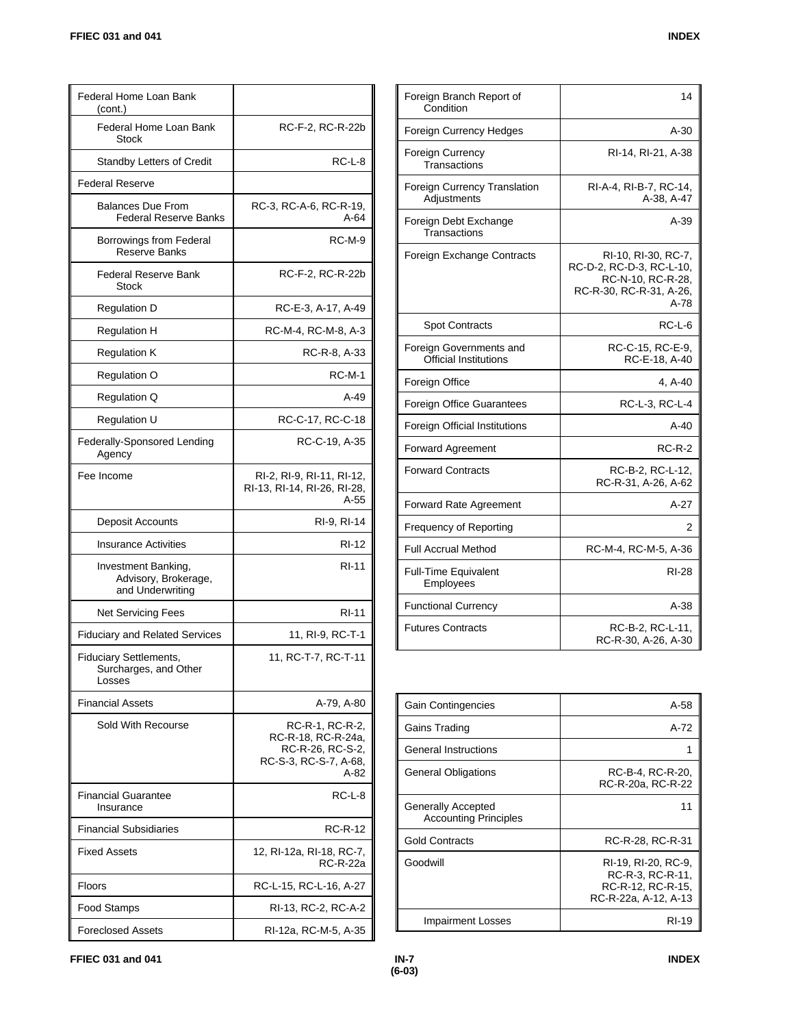| Term | Reference |
|---|---|
| Federal Home Loan Bank (cont.) | |
| Federal Home Loan Bank Stock | RC-F-2, RC-R-22b |
| Standby Letters of Credit | RC-L-8 |
| Federal Reserve | |
| Balances Due From Federal Reserve Banks | RC-3, RC-A-6, RC-R-19, A-64 |
| Borrowings from Federal Reserve Banks | RC-M-9 |
| Federal Reserve Bank Stock | RC-F-2, RC-R-22b |
| Regulation D | RC-E-3, A-17, A-49 |
| Regulation H | RC-M-4, RC-M-8, A-3 |
| Regulation K | RC-R-8, A-33 |
| Regulation O | RC-M-1 |
| Regulation Q | A-49 |
| Regulation U | RC-C-17, RC-C-18 |
| Federally-Sponsored Lending Agency | RC-C-19, A-35 |
| Fee Income | RI-2, RI-9, RI-11, RI-12, RI-13, RI-14, RI-26, RI-28, A-55 |
| Deposit Accounts | RI-9, RI-14 |
| Insurance Activities | RI-12 |
| Investment Banking, Advisory, Brokerage, and Underwriting | RI-11 |
| Net Servicing Fees | RI-11 |
| Fiduciary and Related Services | 11, RI-9, RC-T-1 |
| Fiduciary Settlements, Surcharges, and Other Losses | 11, RC-T-7, RC-T-11 |
| Financial Assets | A-79, A-80 |
| Sold With Recourse | RC-R-1, RC-R-2, RC-R-18, RC-R-24a, RC-R-26, RC-S-2, RC-S-3, RC-S-7, A-68, A-82 |
| Financial Guarantee Insurance | RC-L-8 |
| Financial Subsidiaries | RC-R-12 |
| Fixed Assets | 12, RI-12a, RI-18, RC-7, RC-R-22a |
| Floors | RC-L-15, RC-L-16, A-27 |
| Food Stamps | RI-13, RC-2, RC-A-2 |
| Foreclosed Assets | RI-12a, RC-M-5, A-35 |
| Foreign Branch Report of Condition | 14 |
| Foreign Currency Hedges | A-30 |
| Foreign Currency Transactions | RI-14, RI-21, A-38 |
| Foreign Currency Translation Adjustments | RI-A-4, RI-B-7, RC-14, A-38, A-47 |
| Foreign Debt Exchange Transactions | A-39 |
| Foreign Exchange Contracts | RI-10, RI-30, RC-7, RC-D-2, RC-D-3, RC-L-10, RC-N-10, RC-R-28, RC-R-30, RC-R-31, A-26, A-78 |
| Spot Contracts | RC-L-6 |
| Foreign Governments and Official Institutions | RC-C-15, RC-E-9, RC-E-18, A-40 |
| Foreign Office | 4, A-40 |
| Foreign Office Guarantees | RC-L-3, RC-L-4 |
| Foreign Official Institutions | A-40 |
| Forward Agreement | RC-R-2 |
| Forward Contracts | RC-B-2, RC-L-12, RC-R-31, A-26, A-62 |
| Forward Rate Agreement | A-27 |
| Frequency of Reporting | 2 |
| Full Accrual Method | RC-M-4, RC-M-5, A-36 |
| Full-Time Equivalent Employees | RI-28 |
| Functional Currency | A-38 |
| Futures Contracts | RC-B-2, RC-L-11, RC-R-30, A-26, A-30 |

| Term | Reference |
|---|---|
| Gain Contingencies | A-58 |
| Gains Trading | A-72 |
| General Instructions | 1 |
| General Obligations | RC-B-4, RC-R-20, RC-R-20a, RC-R-22 |
| Generally Accepted Accounting Principles | 11 |
| Gold Contracts | RC-R-28, RC-R-31 |
| Goodwill | RI-19, RI-20, RC-9, RC-R-3, RC-R-11, RC-R-12, RC-R-15, RC-R-22a, A-12, A-13 |
| Impairment Losses | RI-19 |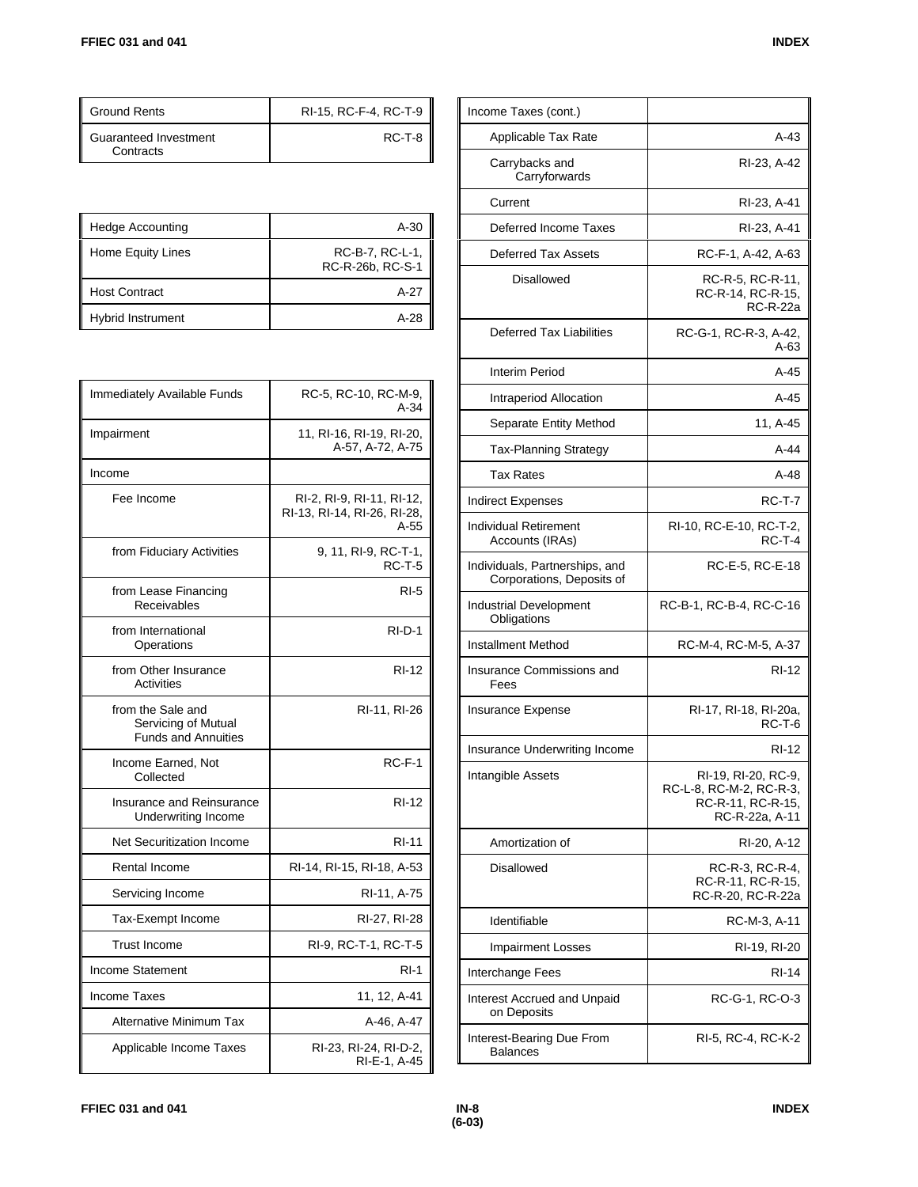| | |
|---|---|
| Ground Rents | RI-15, RC-F-4, RC-T-9 |
| Guaranteed Investment Contracts | RC-T-8 |

| | |
|---|---|
| Hedge Accounting | A-30 |
| Home Equity Lines | RC-B-7, RC-L-1, RC-R-26b, RC-S-1 |
| Host Contract | A-27 |
| Hybrid Instrument | A-28 |

| | |
|---|---|
| Immediately Available Funds | RC-5, RC-10, RC-M-9, A-34 |
| Impairment | 11, RI-16, RI-19, RI-20, A-57, A-72, A-75 |
| Income | |
| Fee Income | RI-2, RI-9, RI-11, RI-12, RI-13, RI-14, RI-26, RI-28, A-55 |
| from Fiduciary Activities | 9, 11, RI-9, RC-T-1, RC-T-5 |
| from Lease Financing Receivables | RI-5 |
| from International Operations | RI-D-1 |
| from Other Insurance Activities | RI-12 |
| from the Sale and Servicing of Mutual Funds and Annuities | RI-11, RI-26 |
| Income Earned, Not Collected | RC-F-1 |
| Insurance and Reinsurance Underwriting Income | RI-12 |
| Net Securitization Income | RI-11 |
| Rental Income | RI-14, RI-15, RI-18, A-53 |
| Servicing Income | RI-11, A-75 |
| Tax-Exempt Income | RI-27, RI-28 |
| Trust Income | RI-9, RC-T-1, RC-T-5 |
| Income Statement | RI-1 |
| Income Taxes | 11, 12, A-41 |
| Alternative Minimum Tax | A-46, A-47 |
| Applicable Income Taxes | RI-23, RI-24, RI-D-2, RI-E-1, A-45 |

| | |
|---|---|
| Income Taxes (cont.) | |
| Applicable Tax Rate | A-43 |
| Carrybacks and Carryforwards | RI-23, A-42 |
| Current | RI-23, A-41 |
| Deferred Income Taxes | RI-23, A-41 |
| Deferred Tax Assets | RC-F-1, A-42, A-63 |
| Disallowed | RC-R-5, RC-R-11, RC-R-14, RC-R-15, RC-R-22a |
| Deferred Tax Liabilities | RC-G-1, RC-R-3, A-42, A-63 |
| Interim Period | A-45 |
| Intraperiod Allocation | A-45 |
| Separate Entity Method | 11, A-45 |
| Tax-Planning Strategy | A-44 |
| Tax Rates | A-48 |
| Indirect Expenses | RC-T-7 |
| Individual Retirement Accounts (IRAs) | RI-10, RC-E-10, RC-T-2, RC-T-4 |
| Individuals, Partnerships, and Corporations, Deposits of | RC-E-5, RC-E-18 |
| Industrial Development Obligations | RC-B-1, RC-B-4, RC-C-16 |
| Installment Method | RC-M-4, RC-M-5, A-37 |
| Insurance Commissions and Fees | RI-12 |
| Insurance Expense | RI-17, RI-18, RI-20a, RC-T-6 |
| Insurance Underwriting Income | RI-12 |
| Intangible Assets | RI-19, RI-20, RC-9, RC-L-8, RC-M-2, RC-R-3, RC-R-11, RC-R-15, RC-R-22a, A-11 |
| Amortization of | RI-20, A-12 |
| Disallowed | RC-R-3, RC-R-4, RC-R-11, RC-R-15, RC-R-20, RC-R-22a |
| Identifiable | RC-M-3, A-11 |
| Impairment Losses | RI-19, RI-20 |
| Interchange Fees | RI-14 |
| Interest Accrued and Unpaid on Deposits | RC-G-1, RC-O-3 |
| Interest-Bearing Due From Balances | RI-5, RC-4, RC-K-2 |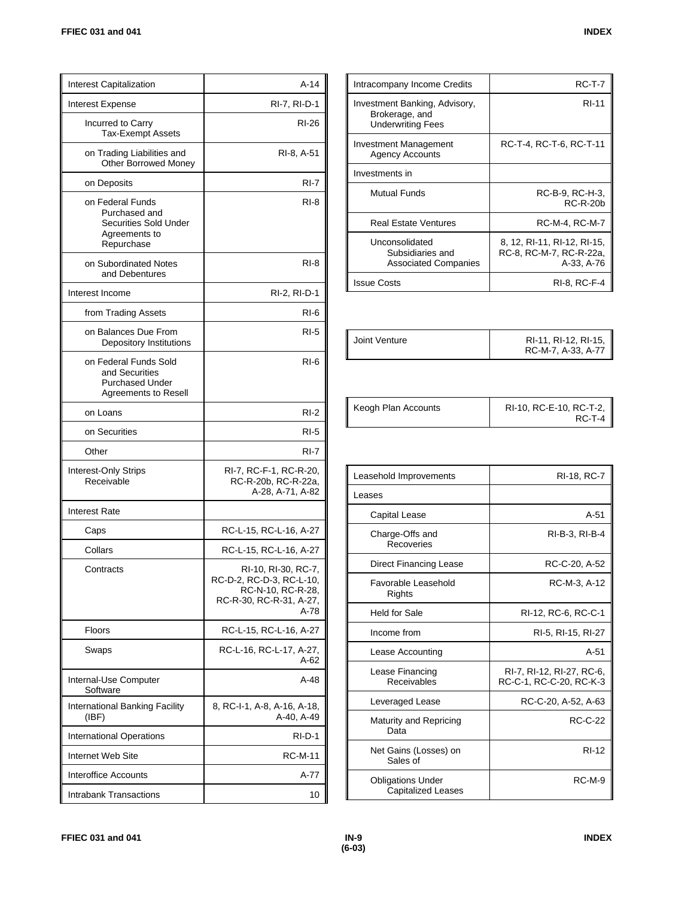| | |
|---|---|
| Interest Capitalization | A-14 |
| Interest Expense | RI-7, RI-D-1 |
| Incurred to Carry Tax-Exempt Assets | RI-26 |
| on Trading Liabilities and Other Borrowed Money | RI-8, A-51 |
| on Deposits | RI-7 |
| on Federal Funds Purchased and Securities Sold Under Agreements to Repurchase | RI-8 |
| on Subordinated Notes and Debentures | RI-8 |
| Interest Income | RI-2, RI-D-1 |
| from Trading Assets | RI-6 |
| on Balances Due From Depository Institutions | RI-5 |
| on Federal Funds Sold and Securities Purchased Under Agreements to Resell | RI-6 |
| on Loans | RI-2 |
| on Securities | RI-5 |
| Other | RI-7 |
| Interest-Only Strips Receivable | RI-7, RC-F-1, RC-R-20, RC-R-20b, RC-R-22a, A-28, A-71, A-82 |
| Interest Rate | |
| Caps | RC-L-15, RC-L-16, A-27 |
| Collars | RC-L-15, RC-L-16, A-27 |
| Contracts | RI-10, RI-30, RC-7, RC-D-2, RC-D-3, RC-L-10, RC-N-10, RC-R-28, RC-R-30, RC-R-31, A-27, A-78 |
| Floors | RC-L-15, RC-L-16, A-27 |
| Swaps | RC-L-16, RC-L-17, A-27, A-62 |
| Internal-Use Computer Software | A-48 |
| International Banking Facility (IBF) | 8, RC-I-1, A-8, A-16, A-18, A-40, A-49 |
| International Operations | RI-D-1 |
| Internet Web Site | RC-M-11 |
| Interoffice Accounts | A-77 |
| Intrabank Transactions | 10 |
| Intracompany Income Credits | RC-T-7 |
| Investment Banking, Advisory, Brokerage, and Underwriting Fees | RI-11 |
| Investment Management Agency Accounts | RC-T-4, RC-T-6, RC-T-11 |
| Investments in | |
| Mutual Funds | RC-B-9, RC-H-3, RC-R-20b |
| Real Estate Ventures | RC-M-4, RC-M-7 |
| Unconsolidated Subsidiaries and Associated Companies | 8, 12, RI-11, RI-12, RI-15, RC-8, RC-M-7, RC-R-22a, A-33, A-76 |
| Issue Costs | RI-8, RC-F-4 |

| | |
|---|---|
| Joint Venture | RI-11, RI-12, RI-15, RC-M-7, A-33, A-77 |

| | |
|---|---|
| Keogh Plan Accounts | RI-10, RC-E-10, RC-T-2, RC-T-4 |

| | |
|---|---|
| Leasehold Improvements | RI-18, RC-7 |
| Leases | |
| Capital Lease | A-51 |
| Charge-Offs and Recoveries | RI-B-3, RI-B-4 |
| Direct Financing Lease | RC-C-20, A-52 |
| Favorable Leasehold Rights | RC-M-3, A-12 |
| Held for Sale | RI-12, RC-6, RC-C-1 |
| Income from | RI-5, RI-15, RI-27 |
| Lease Accounting | A-51 |
| Lease Financing Receivables | RI-7, RI-12, RI-27, RC-6, RC-C-1, RC-C-20, RC-K-3 |
| Leveraged Lease | RC-C-20, A-52, A-63 |
| Maturity and Repricing Data | RC-C-22 |
| Net Gains (Losses) on Sales of | RI-12 |
| Obligations Under Capitalized Leases | RC-M-9 |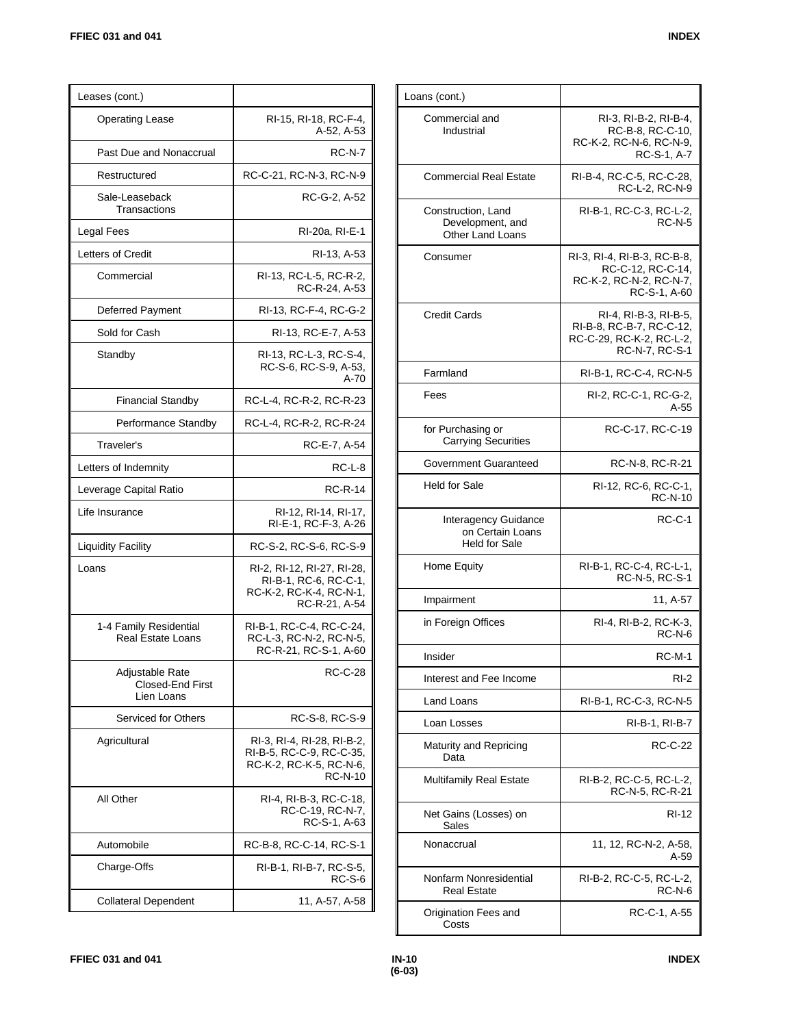| Leases (cont.) | |
|---|---|
| Operating Lease | RI-15, RI-18, RC-F-4, A-52, A-53 |
| Past Due and Nonaccrual | RC-N-7 |
| Restructured | RC-C-21, RC-N-3, RC-N-9 |
| Sale-Leaseback Transactions | RC-G-2, A-52 |
| Legal Fees | RI-20a, RI-E-1 |
| Letters of Credit | RI-13, A-53 |
| Commercial | RI-13, RC-L-5, RC-R-2, RC-R-24, A-53 |
| Deferred Payment | RI-13, RC-F-4, RC-G-2 |
| Sold for Cash | RI-13, RC-E-7, A-53 |
| Standby | RI-13, RC-L-3, RC-S-4, RC-S-6, RC-S-9, A-53, A-70 |
| Financial Standby | RC-L-4, RC-R-2, RC-R-23 |
| Performance Standby | RC-L-4, RC-R-2, RC-R-24 |
| Traveler's | RC-E-7, A-54 |
| Letters of Indemnity | RC-L-8 |
| Leverage Capital Ratio | RC-R-14 |
| Life Insurance | RI-12, RI-14, RI-17, RI-E-1, RC-F-3, A-26 |
| Liquidity Facility | RC-S-2, RC-S-6, RC-S-9 |
| Loans | RI-2, RI-12, RI-27, RI-28, RI-B-1, RC-6, RC-C-1, RC-K-2, RC-K-4, RC-N-1, RC-R-21, A-54 |
| 1-4 Family Residential Real Estate Loans | RI-B-1, RC-C-4, RC-C-24, RC-L-3, RC-N-2, RC-N-5, RC-R-21, RC-S-1, A-60 |
| Adjustable Rate Closed-End First Lien Loans | RC-C-28 |
| Serviced for Others | RC-S-8, RC-S-9 |
| Agricultural | RI-3, RI-4, RI-28, RI-B-2, RI-B-5, RC-C-9, RC-C-35, RC-K-2, RC-K-5, RC-N-6, RC-N-10 |
| All Other | RI-4, RI-B-3, RC-C-18, RC-C-19, RC-N-7, RC-S-1, A-63 |
| Automobile | RC-B-8, RC-C-14, RC-S-1 |
| Charge-Offs | RI-B-1, RI-B-7, RC-S-5, RC-S-6 |
| Collateral Dependent | 11, A-57, A-58 |

| Loans (cont.) | |
|---|---|
| Commercial and Industrial | RI-3, RI-B-2, RI-B-4, RC-B-8, RC-C-10, RC-K-2, RC-N-6, RC-N-9, RC-S-1, A-7 |
| Commercial Real Estate | RI-B-4, RC-C-5, RC-C-28, RC-L-2, RC-N-9 |
| Construction, Land Development, and Other Land Loans | RI-B-1, RC-C-3, RC-L-2, RC-N-5 |
| Consumer | RI-3, RI-4, RI-B-3, RC-B-8, RC-C-12, RC-C-14, RC-K-2, RC-N-2, RC-N-7, RC-S-1, A-60 |
| Credit Cards | RI-4, RI-B-3, RI-B-5, RI-B-8, RC-B-7, RC-C-12, RC-C-29, RC-K-2, RC-L-2, RC-N-7, RC-S-1 |
| Farmland | RI-B-1, RC-C-4, RC-N-5 |
| Fees | RI-2, RC-C-1, RC-G-2, A-55 |
| for Purchasing or Carrying Securities | RC-C-17, RC-C-19 |
| Government Guaranteed | RC-N-8, RC-R-21 |
| Held for Sale | RI-12, RC-6, RC-C-1, RC-N-10 |
| Interagency Guidance on Certain Loans Held for Sale | RC-C-1 |
| Home Equity | RI-B-1, RC-C-4, RC-L-1, RC-N-5, RC-S-1 |
| Impairment | 11, A-57 |
| in Foreign Offices | RI-4, RI-B-2, RC-K-3, RC-N-6 |
| Insider | RC-M-1 |
| Interest and Fee Income | RI-2 |
| Land Loans | RI-B-1, RC-C-3, RC-N-5 |
| Loan Losses | RI-B-1, RI-B-7 |
| Maturity and Repricing Data | RC-C-22 |
| Multifamily Real Estate | RI-B-2, RC-C-5, RC-L-2, RC-N-5, RC-R-21 |
| Net Gains (Losses) on Sales | RI-12 |
| Nonaccrual | 11, 12, RC-N-2, A-58, A-59 |
| Nonfarm Nonresidential Real Estate | RI-B-2, RC-C-5, RC-L-2, RC-N-6 |
| Origination Fees and Costs | RC-C-1, A-55 |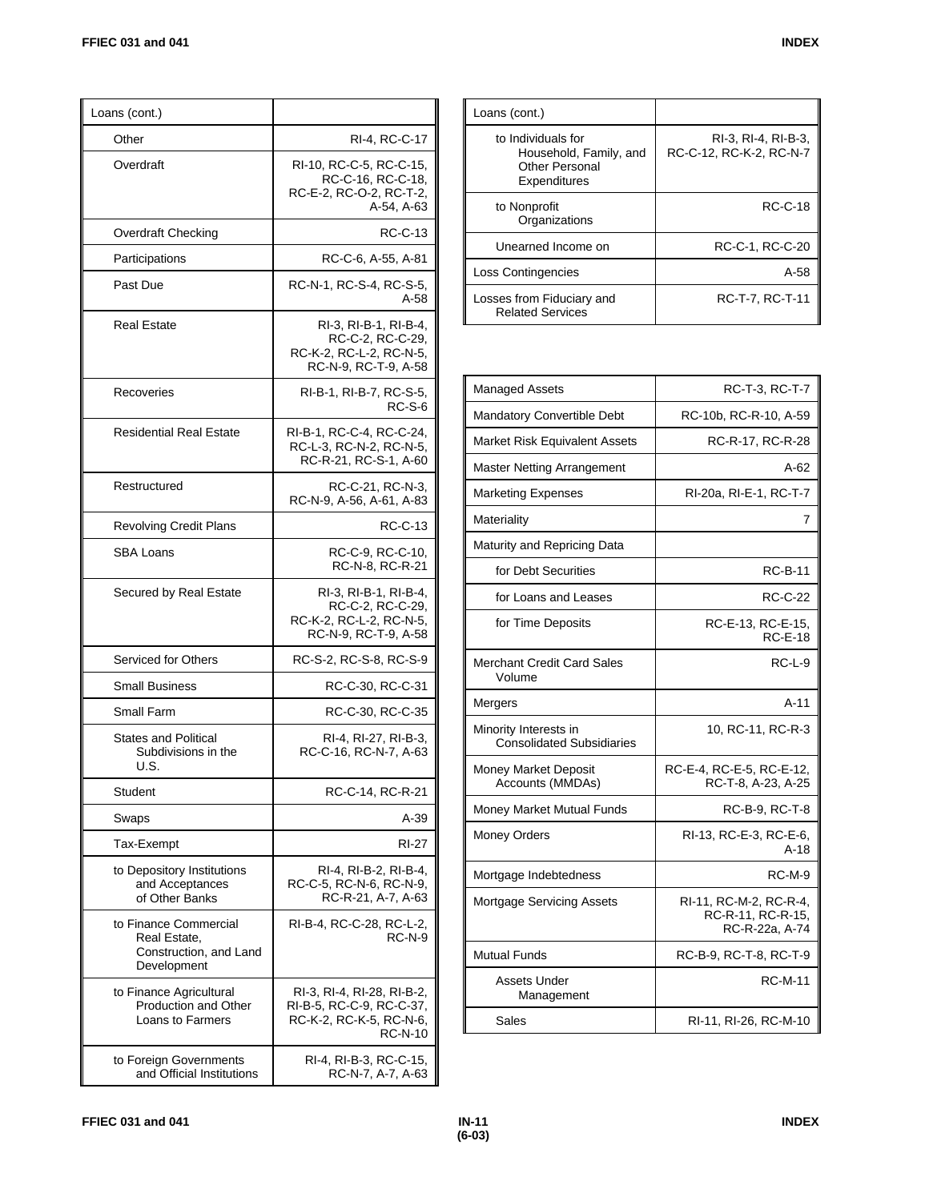| Loans (cont.) | |
|---|---|
| Other | RI-4, RC-C-17 |
| Overdraft | RI-10, RC-C-5, RC-C-15, RC-C-16, RC-C-18, RC-E-2, RC-O-2, RC-T-2, A-54, A-63 |
| Overdraft Checking | RC-C-13 |
| Participations | RC-C-6, A-55, A-81 |
| Past Due | RC-N-1, RC-S-4, RC-S-5, A-58 |
| Real Estate | RI-3, RI-B-1, RI-B-4, RC-C-2, RC-C-29, RC-K-2, RC-L-2, RC-N-5, RC-N-9, RC-T-9, A-58 |
| Recoveries | RI-B-1, RI-B-7, RC-S-5, RC-S-6 |
| Residential Real Estate | RI-B-1, RC-C-4, RC-C-24, RC-L-3, RC-N-2, RC-N-5, RC-R-21, RC-S-1, A-60 |
| Restructured | RC-C-21, RC-N-3, RC-N-9, A-56, A-61, A-83 |
| Revolving Credit Plans | RC-C-13 |
| SBA Loans | RC-C-9, RC-C-10, RC-N-8, RC-R-21 |
| Secured by Real Estate | RI-3, RI-B-1, RI-B-4, RC-C-2, RC-C-29, RC-K-2, RC-L-2, RC-N-5, RC-N-9, RC-T-9, A-58 |
| Serviced for Others | RC-S-2, RC-S-8, RC-S-9 |
| Small Business | RC-C-30, RC-C-31 |
| Small Farm | RC-C-30, RC-C-35 |
| States and Political Subdivisions in the U.S. | RI-4, RI-27, RI-B-3, RC-C-16, RC-N-7, A-63 |
| Student | RC-C-14, RC-R-21 |
| Swaps | A-39 |
| Tax-Exempt | RI-27 |
| to Depository Institutions and Acceptances of Other Banks | RI-4, RI-B-2, RI-B-4, RC-C-5, RC-N-6, RC-N-9, RC-R-21, A-7, A-63 |
| to Finance Commercial Real Estate, Construction, and Land Development | RI-B-4, RC-C-28, RC-L-2, RC-N-9 |
| to Finance Agricultural Production and Other Loans to Farmers | RI-3, RI-4, RI-28, RI-B-2, RI-B-5, RC-C-9, RC-C-37, RC-K-2, RC-K-5, RC-N-6, RC-N-10 |
| to Foreign Governments and Official Institutions | RI-4, RI-B-3, RC-C-15, RC-N-7, A-7, A-63 |
| to Individuals for Household, Family, and Other Personal Expenditures | RI-3, RI-4, RI-B-3, RC-C-12, RC-K-2, RC-N-7 |
| to Nonprofit Organizations | RC-C-18 |
| Unearned Income on | RC-C-1, RC-C-20 |
| Loss Contingencies | A-58 |
| Losses from Fiduciary and Related Services | RC-T-7, RC-T-11 |

| | |
|---|---|
| Managed Assets | RC-T-3, RC-T-7 |
| Mandatory Convertible Debt | RC-10b, RC-R-10, A-59 |
| Market Risk Equivalent Assets | RC-R-17, RC-R-28 |
| Master Netting Arrangement | A-62 |
| Marketing Expenses | RI-20a, RI-E-1, RC-T-7 |
| Materiality | 7 |
| Maturity and Repricing Data | |
| for Debt Securities | RC-B-11 |
| for Loans and Leases | RC-C-22 |
| for Time Deposits | RC-E-13, RC-E-15, RC-E-18 |
| Merchant Credit Card Sales Volume | RC-L-9 |
| Mergers | A-11 |
| Minority Interests in Consolidated Subsidiaries | 10, RC-11, RC-R-3 |
| Money Market Deposit Accounts (MMDAs) | RC-E-4, RC-E-5, RC-E-12, RC-T-8, A-23, A-25 |
| Money Market Mutual Funds | RC-B-9, RC-T-8 |
| Money Orders | RI-13, RC-E-3, RC-E-6, A-18 |
| Mortgage Indebtedness | RC-M-9 |
| Mortgage Servicing Assets | RI-11, RC-M-2, RC-R-4, RC-R-11, RC-R-15, RC-R-22a, A-74 |
| Mutual Funds | RC-B-9, RC-T-8, RC-T-9 |
| Assets Under Management | RC-M-11 |
| Sales | RI-11, RI-26, RC-M-10 |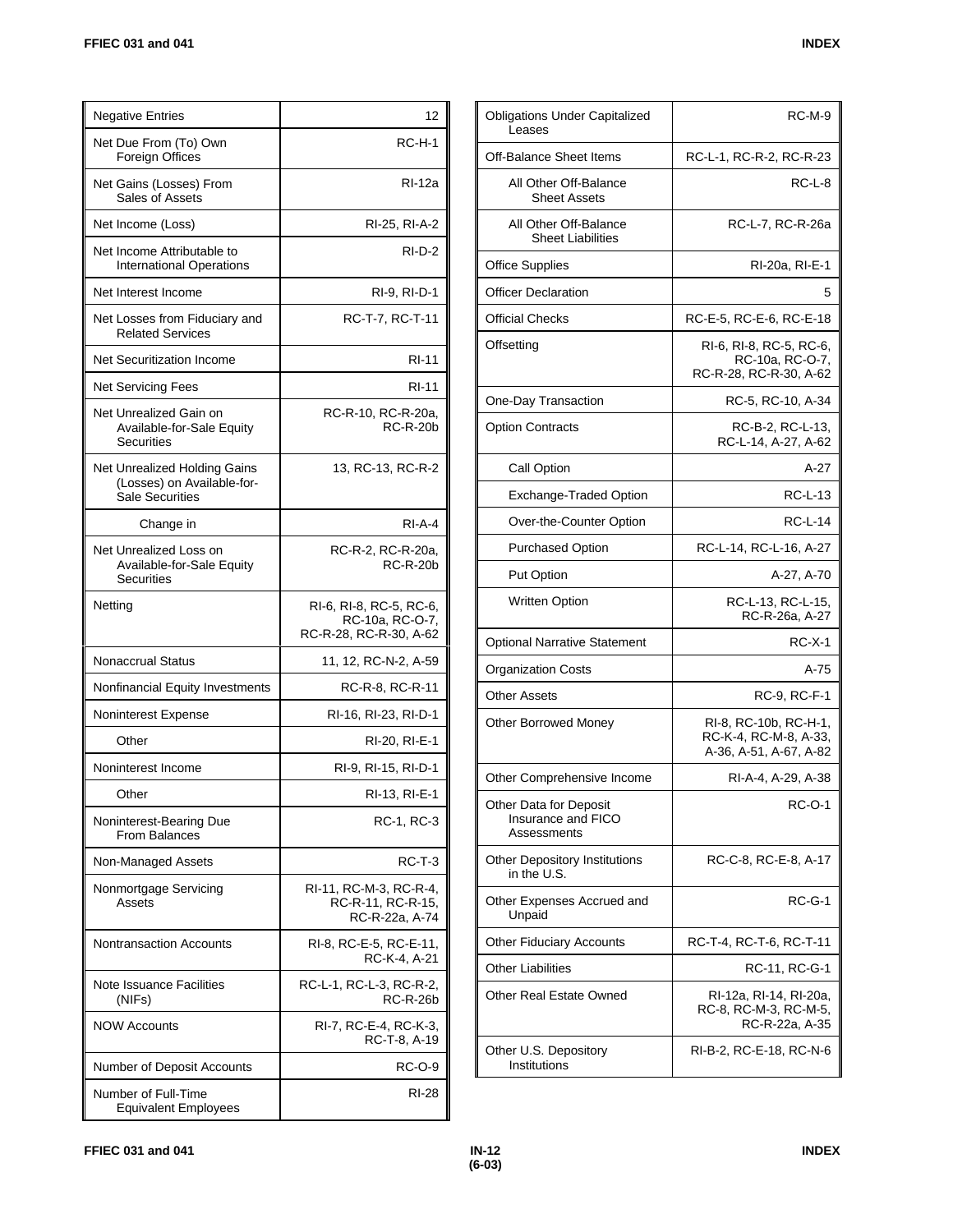| Term | Reference |
|---|---|
| Negative Entries | 12 |
| Net Due From (To) Own Foreign Offices | RC-H-1 |
| Net Gains (Losses) From Sales of Assets | RI-12a |
| Net Income (Loss) | RI-25, RI-A-2 |
| Net Income Attributable to International Operations | RI-D-2 |
| Net Interest Income | RI-9, RI-D-1 |
| Net Losses from Fiduciary and Related Services | RC-T-7, RC-T-11 |
| Net Securitization Income | RI-11 |
| Net Servicing Fees | RI-11 |
| Net Unrealized Gain on Available-for-Sale Equity Securities | RC-R-10, RC-R-20a, RC-R-20b |
| Net Unrealized Holding Gains (Losses) on Available-for-Sale Securities | 13, RC-13, RC-R-2 |
| Change in | RI-A-4 |
| Net Unrealized Loss on Available-for-Sale Equity Securities | RC-R-2, RC-R-20a, RC-R-20b |
| Netting | RI-6, RI-8, RC-5, RC-6, RC-10a, RC-O-7, RC-R-28, RC-R-30, A-62 |
| Nonaccrual Status | 11, 12, RC-N-2, A-59 |
| Nonfinancial Equity Investments | RC-R-8, RC-R-11 |
| Noninterest Expense | RI-16, RI-23, RI-D-1 |
| Other | RI-20, RI-E-1 |
| Noninterest Income | RI-9, RI-15, RI-D-1 |
| Other | RI-13, RI-E-1 |
| Noninterest-Bearing Due From Balances | RC-1, RC-3 |
| Non-Managed Assets | RC-T-3 |
| Nonmortgage Servicing Assets | RI-11, RC-M-3, RC-R-4, RC-R-11, RC-R-15, RC-R-22a, A-74 |
| Nontransaction Accounts | RI-8, RC-E-5, RC-E-11, RC-K-4, A-21 |
| Note Issuance Facilities (NIFs) | RC-L-1, RC-L-3, RC-R-2, RC-R-26b |
| NOW Accounts | RI-7, RC-E-4, RC-K-3, RC-T-8, A-19 |
| Number of Deposit Accounts | RC-O-9 |
| Number of Full-Time Equivalent Employees | RI-28 |

| Term | Reference |
|---|---|
| Obligations Under Capitalized Leases | RC-M-9 |
| Off-Balance Sheet Items | RC-L-1, RC-R-2, RC-R-23 |
| All Other Off-Balance Sheet Assets | RC-L-8 |
| All Other Off-Balance Sheet Liabilities | RC-L-7, RC-R-26a |
| Office Supplies | RI-20a, RI-E-1 |
| Officer Declaration | 5 |
| Official Checks | RC-E-5, RC-E-6, RC-E-18 |
| Offsetting | RI-6, RI-8, RC-5, RC-6, RC-10a, RC-O-7, RC-R-28, RC-R-30, A-62 |
| One-Day Transaction | RC-5, RC-10, A-34 |
| Option Contracts | RC-B-2, RC-L-13, RC-L-14, A-27, A-62 |
| Call Option | A-27 |
| Exchange-Traded Option | RC-L-13 |
| Over-the-Counter Option | RC-L-14 |
| Purchased Option | RC-L-14, RC-L-16, A-27 |
| Put Option | A-27, A-70 |
| Written Option | RC-L-13, RC-L-15, RC-R-26a, A-27 |
| Optional Narrative Statement | RC-X-1 |
| Organization Costs | A-75 |
| Other Assets | RC-9, RC-F-1 |
| Other Borrowed Money | RI-8, RC-10b, RC-H-1, RC-K-4, RC-M-8, A-33, A-36, A-51, A-67, A-82 |
| Other Comprehensive Income | RI-A-4, A-29, A-38 |
| Other Data for Deposit Insurance and FICO Assessments | RC-O-1 |
| Other Depository Institutions in the U.S. | RC-C-8, RC-E-8, A-17 |
| Other Expenses Accrued and Unpaid | RC-G-1 |
| Other Fiduciary Accounts | RC-T-4, RC-T-6, RC-T-11 |
| Other Liabilities | RC-11, RC-G-1 |
| Other Real Estate Owned | RI-12a, RI-14, RI-20a, RC-8, RC-M-3, RC-M-5, RC-R-22a, A-35 |
| Other U.S. Depository Institutions | RI-B-2, RC-E-18, RC-N-6 |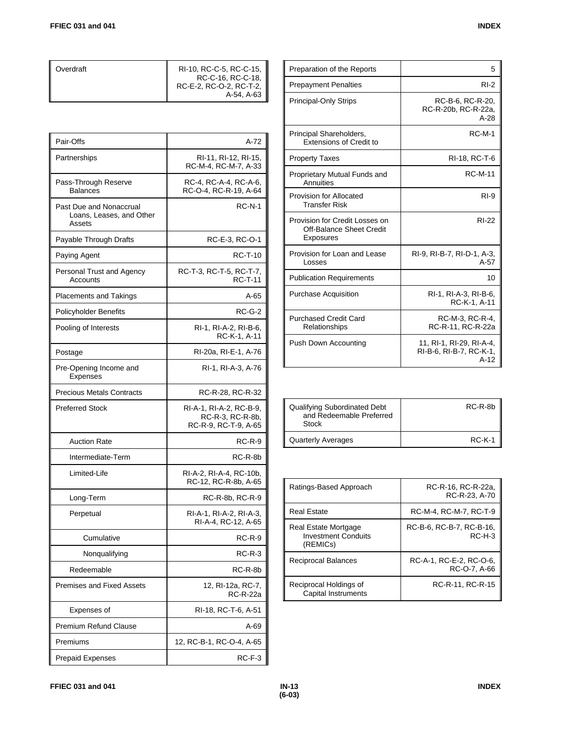| | |
|---|---|
| Overdraft | RI-10, RC-C-5, RC-C-15, RC-C-16, RC-C-18, RC-E-2, RC-O-2, RC-T-2, A-54, A-63 |

| | |
|---|---|
| Pair-Offs | A-72 |
| Partnerships | RI-11, RI-12, RI-15, RC-M-4, RC-M-7, A-33 |
| Pass-Through Reserve Balances | RC-4, RC-A-4, RC-A-6, RC-O-4, RC-R-19, A-64 |
| Past Due and Nonaccrual Loans, Leases, and Other Assets | RC-N-1 |
| Payable Through Drafts | RC-E-3, RC-O-1 |
| Paying Agent | RC-T-10 |
| Personal Trust and Agency Accounts | RC-T-3, RC-T-5, RC-T-7, RC-T-11 |
| Placements and Takings | A-65 |
| Policyholder Benefits | RC-G-2 |
| Pooling of Interests | RI-1, RI-A-2, RI-B-6, RC-K-1, A-11 |
| Postage | RI-20a, RI-E-1, A-76 |
| Pre-Opening Income and Expenses | RI-1, RI-A-3, A-76 |
| Precious Metals Contracts | RC-R-28, RC-R-32 |
| Preferred Stock | RI-A-1, RI-A-2, RC-B-9, RC-R-3, RC-R-8b, RC-R-9, RC-T-9, A-65 |
| Auction Rate | RC-R-9 |
| Intermediate-Term | RC-R-8b |
| Limited-Life | RI-A-2, RI-A-4, RC-10b, RC-12, RC-R-8b, A-65 |
| Long-Term | RC-R-8b, RC-R-9 |
| Perpetual | RI-A-1, RI-A-2, RI-A-3, RI-A-4, RC-12, A-65 |
| Cumulative | RC-R-9 |
| Nonqualifying | RC-R-3 |
| Redeemable | RC-R-8b |
| Premises and Fixed Assets | 12, RI-12a, RC-7, RC-R-22a |
| Expenses of | RI-18, RC-T-6, A-51 |
| Premium Refund Clause | A-69 |
| Premiums | 12, RC-B-1, RC-O-4, A-65 |
| Prepaid Expenses | RC-F-3 |
| Preparation of the Reports | 5 |
| Prepayment Penalties | RI-2 |
| Principal-Only Strips | RC-B-6, RC-R-20, RC-R-20b, RC-R-22a, A-28 |
| Principal Shareholders, Extensions of Credit to | RC-M-1 |
| Property Taxes | RI-18, RC-T-6 |
| Proprietary Mutual Funds and Annuities | RC-M-11 |
| Provision for Allocated Transfer Risk | RI-9 |
| Provision for Credit Losses on Off-Balance Sheet Credit Exposures | RI-22 |
| Provision for Loan and Lease Losses | RI-9, RI-B-7, RI-D-1, A-3, A-57 |
| Publication Requirements | 10 |
| Purchase Acquisition | RI-1, RI-A-3, RI-B-6, RC-K-1, A-11 |
| Purchased Credit Card Relationships | RC-M-3, RC-R-4, RC-R-11, RC-R-22a |
| Push Down Accounting | 11, RI-1, RI-29, RI-A-4, RI-B-6, RI-B-7, RC-K-1, A-12 |

| | |
|---|---|
| Qualifying Subordinated Debt and Redeemable Preferred Stock | RC-R-8b |
| Quarterly Averages | RC-K-1 |

| | |
|---|---|
| Ratings-Based Approach | RC-R-16, RC-R-22a, RC-R-23, A-70 |
| Real Estate | RC-M-4, RC-M-7, RC-T-9 |
| Real Estate Mortgage Investment Conduits (REMICs) | RC-B-6, RC-B-7, RC-B-16, RC-H-3 |
| Reciprocal Balances | RC-A-1, RC-E-2, RC-O-6, RC-O-7, A-66 |
| Reciprocal Holdings of Capital Instruments | RC-R-11, RC-R-15 |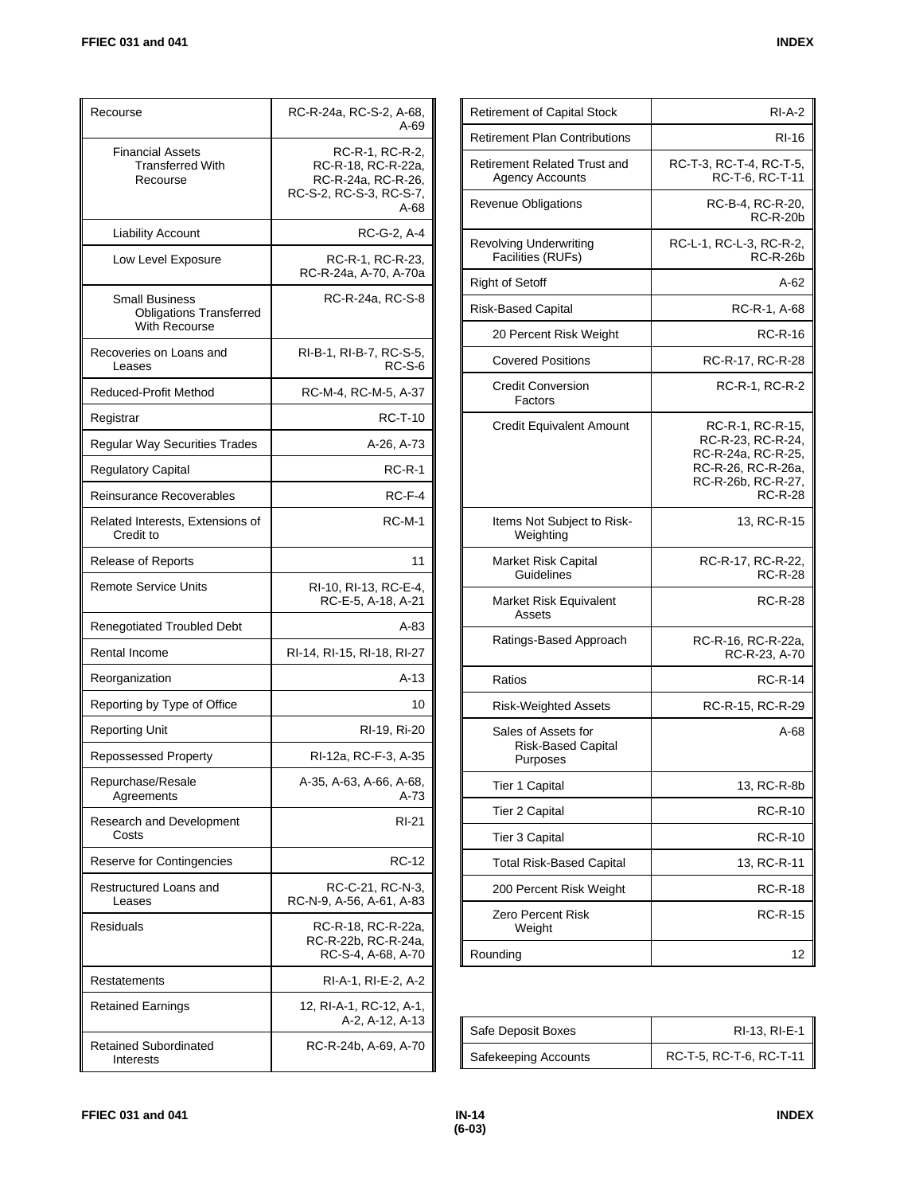| | |
|---|---|
| Recourse | RC-R-24a, RC-S-2, A-68, A-69 |
| Financial Assets Transferred With Recourse | RC-R-1, RC-R-2, RC-R-18, RC-R-22a, RC-R-24a, RC-R-26, RC-S-2, RC-S-3, RC-S-7, A-68 |
| Liability Account | RC-G-2, A-4 |
| Low Level Exposure | RC-R-1, RC-R-23, RC-R-24a, A-70, A-70a |
| Small Business Obligations Transferred With Recourse | RC-R-24a, RC-S-8 |
| Recoveries on Loans and Leases | RI-B-1, RI-B-7, RC-S-5, RC-S-6 |
| Reduced-Profit Method | RC-M-4, RC-M-5, A-37 |
| Registrar | RC-T-10 |
| Regular Way Securities Trades | A-26, A-73 |
| Regulatory Capital | RC-R-1 |
| Reinsurance Recoverables | RC-F-4 |
| Related Interests, Extensions of Credit to | RC-M-1 |
| Release of Reports | 11 |
| Remote Service Units | RI-10, RI-13, RC-E-4, RC-E-5, A-18, A-21 |
| Renegotiated Troubled Debt | A-83 |
| Rental Income | RI-14, RI-15, RI-18, RI-27 |
| Reorganization | A-13 |
| Reporting by Type of Office | 10 |
| Reporting Unit | RI-19, Ri-20 |
| Repossessed Property | RI-12a, RC-F-3, A-35 |
| Repurchase/Resale Agreements | A-35, A-63, A-66, A-68, A-73 |
| Research and Development Costs | RI-21 |
| Reserve for Contingencies | RC-12 |
| Restructured Loans and Leases | RC-C-21, RC-N-3, RC-N-9, A-56, A-61, A-83 |
| Residuals | RC-R-18, RC-R-22a, RC-R-22b, RC-R-24a, RC-S-4, A-68, A-70 |
| Restatements | RI-A-1, RI-E-2, A-2 |
| Retained Earnings | 12, RI-A-1, RC-12, A-1, A-2, A-12, A-13 |
| Retained Subordinated Interests | RC-R-24b, A-69, A-70 |
| Retirement of Capital Stock | RI-A-2 |
| Retirement Plan Contributions | RI-16 |
| Retirement Related Trust and Agency Accounts | RC-T-3, RC-T-4, RC-T-5, RC-T-6, RC-T-11 |
| Revenue Obligations | RC-B-4, RC-R-20, RC-R-20b |
| Revolving Underwriting Facilities (RUFs) | RC-L-1, RC-L-3, RC-R-2, RC-R-26b |
| Right of Setoff | A-62 |
| Risk-Based Capital | RC-R-1, A-68 |
| 20 Percent Risk Weight | RC-R-16 |
| Covered Positions | RC-R-17, RC-R-28 |
| Credit Conversion Factors | RC-R-1, RC-R-2 |
| Credit Equivalent Amount | RC-R-1, RC-R-15, RC-R-23, RC-R-24, RC-R-24a, RC-R-25, RC-R-26, RC-R-26a, RC-R-26b, RC-R-27, RC-R-28 |
| Items Not Subject to Risk-Weighting | 13, RC-R-15 |
| Market Risk Capital Guidelines | RC-R-17, RC-R-22, RC-R-28 |
| Market Risk Equivalent Assets | RC-R-28 |
| Ratings-Based Approach | RC-R-16, RC-R-22a, RC-R-23, A-70 |
| Ratios | RC-R-14 |
| Risk-Weighted Assets | RC-R-15, RC-R-29 |
| Sales of Assets for Risk-Based Capital Purposes | A-68 |
| Tier 1 Capital | 13, RC-R-8b |
| Tier 2 Capital | RC-R-10 |
| Tier 3 Capital | RC-R-10 |
| Total Risk-Based Capital | 13, RC-R-11 |
| 200 Percent Risk Weight | RC-R-18 |
| Zero Percent Risk Weight | RC-R-15 |
| Rounding | 12 |

| | |
|---|---|
| Safe Deposit Boxes | RI-13, RI-E-1 |
| Safekeeping Accounts | RC-T-5, RC-T-6, RC-T-11 |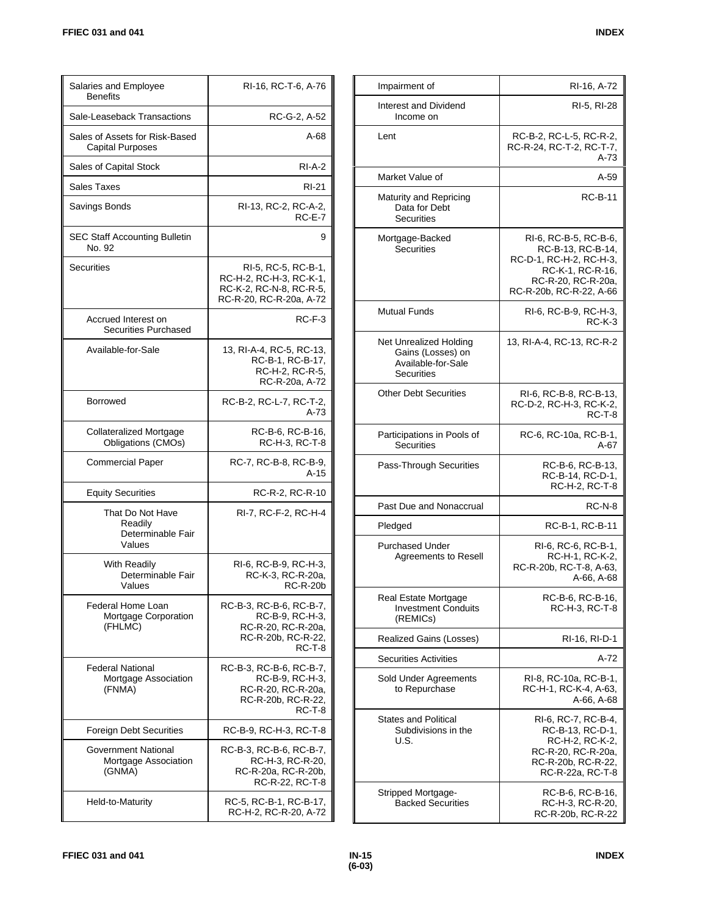| Term | Reference |
|---|---|
| Salaries and Employee Benefits | RI-16, RC-T-6, A-76 |
| Sale-Leaseback Transactions | RC-G-2, A-52 |
| Sales of Assets for Risk-Based Capital Purposes | A-68 |
| Sales of Capital Stock | RI-A-2 |
| Sales Taxes | RI-21 |
| Savings Bonds | RI-13, RC-2, RC-A-2, RC-E-7 |
| SEC Staff Accounting Bulletin No. 92 | 9 |
| Securities | RI-5, RC-5, RC-B-1, RC-H-2, RC-H-3, RC-K-1, RC-K-2, RC-N-8, RC-R-5, RC-R-20, RC-R-20a, A-72 |
| Accrued Interest on Securities Purchased | RC-F-3 |
| Available-for-Sale | 13, RI-A-4, RC-5, RC-13, RC-B-1, RC-B-17, RC-H-2, RC-R-5, RC-R-20a, A-72 |
| Borrowed | RC-B-2, RC-L-7, RC-T-2, A-73 |
| Collateralized Mortgage Obligations (CMOs) | RC-B-6, RC-B-16, RC-H-3, RC-T-8 |
| Commercial Paper | RC-7, RC-B-8, RC-B-9, A-15 |
| Equity Securities | RC-R-2, RC-R-10 |
| That Do Not Have Readily Determinable Fair Values | RI-7, RC-F-2, RC-H-4 |
| With Readily Determinable Fair Values | RI-6, RC-B-9, RC-H-3, RC-K-3, RC-R-20a, RC-R-20b |
| Federal Home Loan Mortgage Corporation (FHLMC) | RC-B-3, RC-B-6, RC-B-7, RC-B-9, RC-H-3, RC-R-20, RC-R-20a, RC-R-20b, RC-R-22, RC-T-8 |
| Federal National Mortgage Association (FNMA) | RC-B-3, RC-B-6, RC-B-7, RC-B-9, RC-H-3, RC-R-20, RC-R-20a, RC-R-20b, RC-R-22, RC-T-8 |
| Foreign Debt Securities | RC-B-9, RC-H-3, RC-T-8 |
| Government National Mortgage Association (GNMA) | RC-B-3, RC-B-6, RC-B-7, RC-H-3, RC-R-20, RC-R-20a, RC-R-20b, RC-R-22, RC-T-8 |
| Held-to-Maturity | RC-5, RC-B-1, RC-B-17, RC-H-2, RC-R-20, A-72 |
| Impairment of | RI-16, A-72 |
| Interest and Dividend Income on | RI-5, RI-28 |
| Lent | RC-B-2, RC-L-5, RC-R-2, RC-R-24, RC-T-2, RC-T-7, A-73 |
| Market Value of | A-59 |
| Maturity and Repricing Data for Debt Securities | RC-B-11 |
| Mortgage-Backed Securities | RI-6, RC-B-5, RC-B-6, RC-B-13, RC-B-14, RC-D-1, RC-H-2, RC-H-3, RC-K-1, RC-R-16, RC-R-20, RC-R-20a, RC-R-20b, RC-R-22, A-66 |
| Mutual Funds | RI-6, RC-B-9, RC-H-3, RC-K-3 |
| Net Unrealized Holding Gains (Losses) on Available-for-Sale Securities | 13, RI-A-4, RC-13, RC-R-2 |
| Other Debt Securities | RI-6, RC-B-8, RC-B-13, RC-D-2, RC-H-3, RC-K-2, RC-T-8 |
| Participations in Pools of Securities | RC-6, RC-10a, RC-B-1, A-67 |
| Pass-Through Securities | RC-B-6, RC-B-13, RC-B-14, RC-D-1, RC-H-2, RC-T-8 |
| Past Due and Nonaccrual | RC-N-8 |
| Pledged | RC-B-1, RC-B-11 |
| Purchased Under Agreements to Resell | RI-6, RC-6, RC-B-1, RC-H-1, RC-K-2, RC-R-20b, RC-T-8, A-63, A-66, A-68 |
| Real Estate Mortgage Investment Conduits (REMICs) | RC-B-6, RC-B-16, RC-H-3, RC-T-8 |
| Realized Gains (Losses) | RI-16, RI-D-1 |
| Securities Activities | A-72 |
| Sold Under Agreements to Repurchase | RI-8, RC-10a, RC-B-1, RC-H-1, RC-K-4, A-63, A-66, A-68 |
| States and Political Subdivisions in the U.S. | RI-6, RC-7, RC-B-4, RC-B-13, RC-D-1, RC-H-2, RC-K-2, RC-R-20, RC-R-20a, RC-R-20b, RC-R-22, RC-R-22a, RC-T-8 |
| Stripped Mortgage-Backed Securities | RC-B-6, RC-B-16, RC-H-3, RC-R-20, RC-R-20b, RC-R-22 |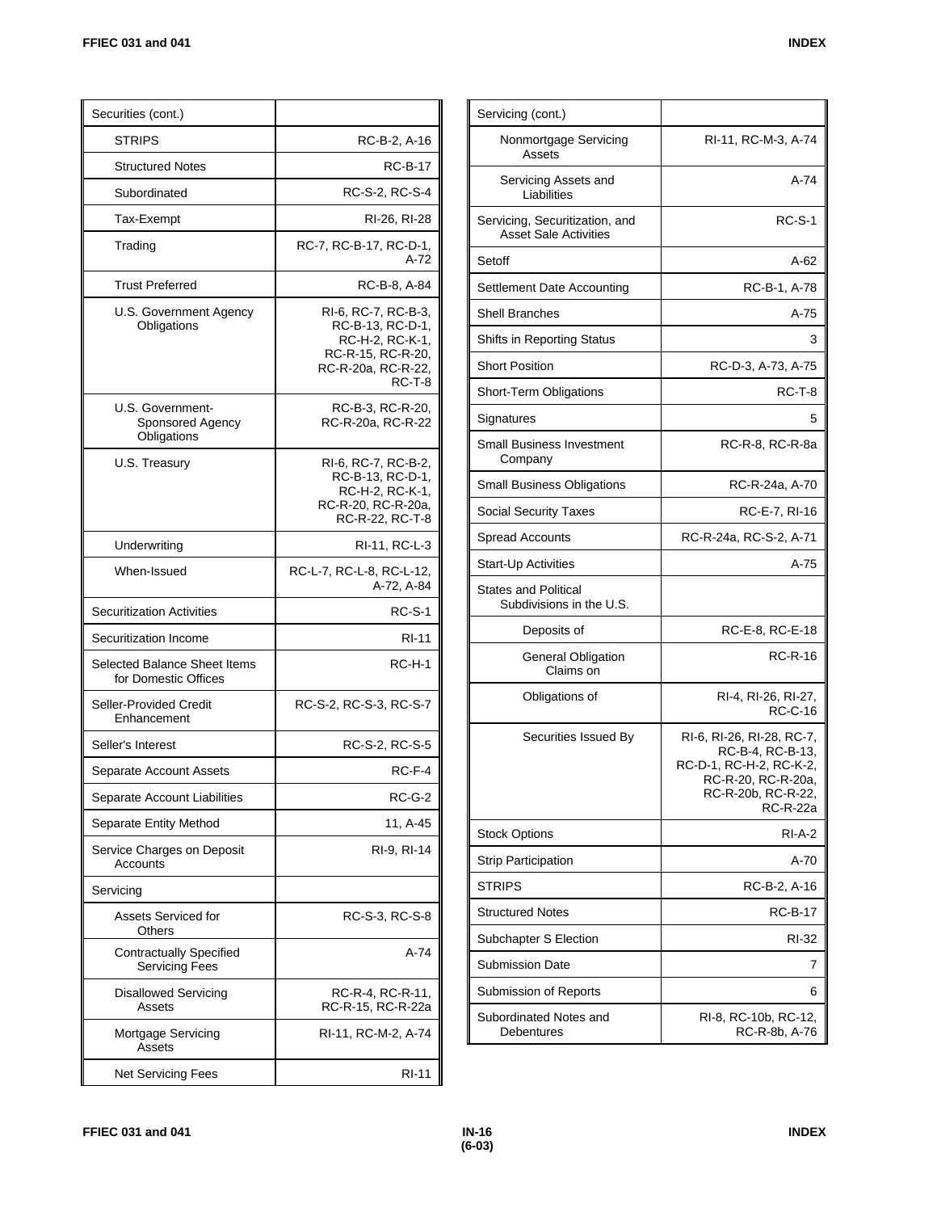| Securities (cont.) | |
|---|---|
| STRIPS | RC-B-2, A-16 |
| Structured Notes | RC-B-17 |
| Subordinated | RC-S-2, RC-S-4 |
| Tax-Exempt | RI-26, RI-28 |
| Trading | RC-7, RC-B-17, RC-D-1, A-72 |
| Trust Preferred | RC-B-8, A-84 |
| U.S. Government Agency Obligations | RI-6, RC-7, RC-B-3, RC-B-13, RC-D-1, RC-H-2, RC-K-1, RC-R-15, RC-R-20, RC-R-20a, RC-R-22, RC-T-8 |
| U.S. Government-Sponsored Agency Obligations | RC-B-3, RC-R-20, RC-R-20a, RC-R-22 |
| U.S. Treasury | RI-6, RC-7, RC-B-2, RC-B-13, RC-D-1, RC-H-2, RC-K-1, RC-R-20, RC-R-20a, RC-R-22, RC-T-8 |
| Underwriting | RI-11, RC-L-3 |
| When-Issued | RC-L-7, RC-L-8, RC-L-12, A-72, A-84 |
| Securitization Activities | RC-S-1 |
| Securitization Income | RI-11 |
| Selected Balance Sheet Items for Domestic Offices | RC-H-1 |
| Seller-Provided Credit Enhancement | RC-S-2, RC-S-3, RC-S-7 |
| Seller's Interest | RC-S-2, RC-S-5 |
| Separate Account Assets | RC-F-4 |
| Separate Account Liabilities | RC-G-2 |
| Separate Entity Method | 11, A-45 |
| Service Charges on Deposit Accounts | RI-9, RI-14 |
| Servicing | |
| Assets Serviced for Others | RC-S-3, RC-S-8 |
| Contractually Specified Servicing Fees | A-74 |
| Disallowed Servicing Assets | RC-R-4, RC-R-11, RC-R-15, RC-R-22a |
| Mortgage Servicing Assets | RI-11, RC-M-2, A-74 |
| Net Servicing Fees | RI-11 |

| Servicing (cont.) | |
|---|---|
| Nonmortgage Servicing Assets | RI-11, RC-M-3, A-74 |
| Servicing Assets and Liabilities | A-74 |
| Servicing, Securitization, and Asset Sale Activities | RC-S-1 |
| Setoff | A-62 |
| Settlement Date Accounting | RC-B-1, A-78 |
| Shell Branches | A-75 |
| Shifts in Reporting Status | 3 |
| Short Position | RC-D-3, A-73, A-75 |
| Short-Term Obligations | RC-T-8 |
| Signatures | 5 |
| Small Business Investment Company | RC-R-8, RC-R-8a |
| Small Business Obligations | RC-R-24a, A-70 |
| Social Security Taxes | RC-E-7, RI-16 |
| Spread Accounts | RC-R-24a, RC-S-2, A-71 |
| Start-Up Activities | A-75 |
| States and Political Subdivisions in the U.S. | |
| Deposits of | RC-E-8, RC-E-18 |
| General Obligation Claims on | RC-R-16 |
| Obligations of | RI-4, RI-26, RI-27, RC-C-16 |
| Securities Issued By | RI-6, RI-26, RI-28, RC-7, RC-B-4, RC-B-13, RC-D-1, RC-H-2, RC-K-2, RC-R-20, RC-R-20a, RC-R-20b, RC-R-22, RC-R-22a |
| Stock Options | RI-A-2 |
| Strip Participation | A-70 |
| STRIPS | RC-B-2, A-16 |
| Structured Notes | RC-B-17 |
| Subchapter S Election | RI-32 |
| Submission Date | 7 |
| Submission of Reports | 6 |
| Subordinated Notes and Debentures | RI-8, RC-10b, RC-12, RC-R-8b, A-76 |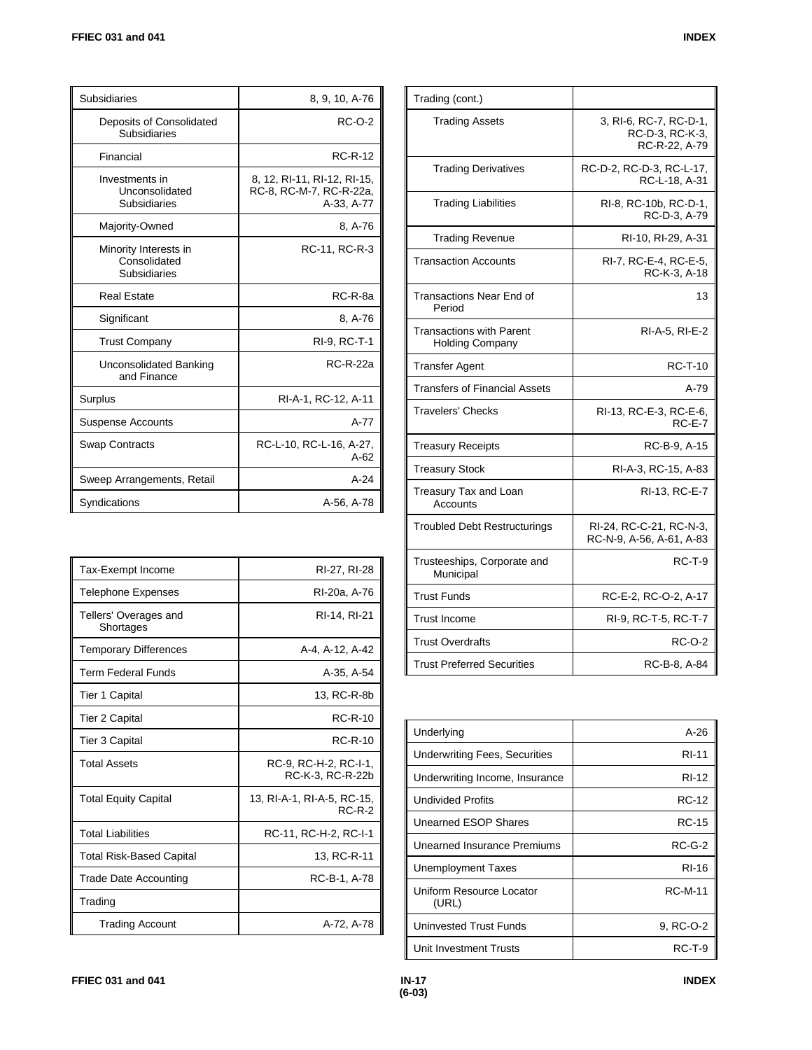| Subsidiaries | 8, 9, 10, A-76 |
|---|---|
| Deposits of Consolidated Subsidiaries | RC-O-2 |
| Financial | RC-R-12 |
| Investments in Unconsolidated Subsidiaries | 8, 12, RI-11, RI-12, RI-15, RC-8, RC-M-7, RC-R-22a, A-33, A-77 |
| Majority-Owned | 8, A-76 |
| Minority Interests in Consolidated Subsidiaries | RC-11, RC-R-3 |
| Real Estate | RC-R-8a |
| Significant | 8, A-76 |
| Trust Company | RI-9, RC-T-1 |
| Unconsolidated Banking and Finance | RC-R-22a |
| Surplus | RI-A-1, RC-12, A-11 |
| Suspense Accounts | A-77 |
| Swap Contracts | RC-L-10, RC-L-16, A-27, A-62 |
| Sweep Arrangements, Retail | A-24 |
| Syndications | A-56, A-78 |

| Tax-Exempt Income | RI-27, RI-28 |
|---|---|
| Telephone Expenses | RI-20a, A-76 |
| Tellers' Overages and Shortages | RI-14, RI-21 |
| Temporary Differences | A-4, A-12, A-42 |
| Term Federal Funds | A-35, A-54 |
| Tier 1 Capital | 13, RC-R-8b |
| Tier 2 Capital | RC-R-10 |
| Tier 3 Capital | RC-R-10 |
| Total Assets | RC-9, RC-H-2, RC-I-1, RC-K-3, RC-R-22b |
| Total Equity Capital | 13, RI-A-1, RI-A-5, RC-15, RC-R-2 |
| Total Liabilities | RC-11, RC-H-2, RC-I-1 |
| Total Risk-Based Capital | 13, RC-R-11 |
| Trade Date Accounting | RC-B-1, A-78 |
| Trading | |
| Trading Account | A-72, A-78 |
| Trading (cont.) | |
| Trading Assets | 3, RI-6, RC-7, RC-D-1, RC-D-3, RC-K-3, RC-R-22, A-79 |
| Trading Derivatives | RC-D-2, RC-D-3, RC-L-17, RC-L-18, A-31 |
| Trading Liabilities | RI-8, RC-10b, RC-D-1, RC-D-3, A-79 |
| Trading Revenue | RI-10, RI-29, A-31 |
| Transaction Accounts | RI-7, RC-E-4, RC-E-5, RC-K-3, A-18 |
| Transactions Near End of Period | 13 |
| Transactions with Parent Holding Company | RI-A-5, RI-E-2 |
| Transfer Agent | RC-T-10 |
| Transfers of Financial Assets | A-79 |
| Travelers' Checks | RI-13, RC-E-3, RC-E-6, RC-E-7 |
| Treasury Receipts | RC-B-9, A-15 |
| Treasury Stock | RI-A-3, RC-15, A-83 |
| Treasury Tax and Loan Accounts | RI-13, RC-E-7 |
| Troubled Debt Restructurings | RI-24, RC-C-21, RC-N-3, RC-N-9, A-56, A-61, A-83 |
| Trusteeships, Corporate and Municipal | RC-T-9 |
| Trust Funds | RC-E-2, RC-O-2, A-17 |
| Trust Income | RI-9, RC-T-5, RC-T-7 |
| Trust Overdrafts | RC-O-2 |
| Trust Preferred Securities | RC-B-8, A-84 |

| Underlying | A-26 |
|---|---|
| Underwriting Fees, Securities | RI-11 |
| Underwriting Income, Insurance | RI-12 |
| Undivided Profits | RC-12 |
| Unearned ESOP Shares | RC-15 |
| Unearned Insurance Premiums | RC-G-2 |
| Unemployment Taxes | RI-16 |
| Uniform Resource Locator (URL) | RC-M-11 |
| Uninvested Trust Funds | 9, RC-O-2 |
| Unit Investment Trusts | RC-T-9 |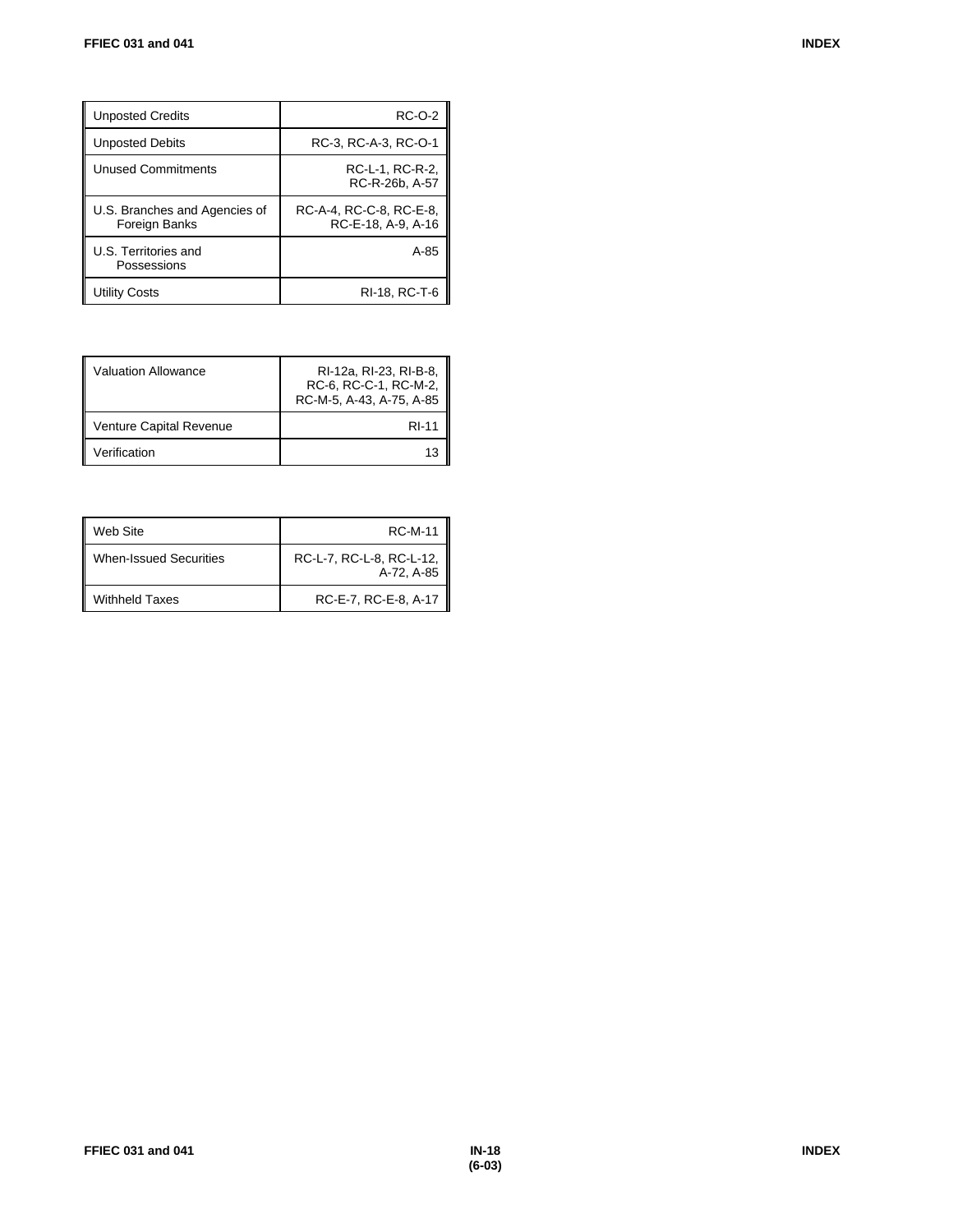| | |
|---|---|
| Unposted Credits | RC-O-2 |
| Unposted Debits | RC-3, RC-A-3, RC-O-1 |
| Unused Commitments | RC-L-1, RC-R-2, RC-R-26b, A-57 |
| U.S. Branches and Agencies of Foreign Banks | RC-A-4, RC-C-8, RC-E-8, RC-E-18, A-9, A-16 |
| U.S. Territories and Possessions | A-85 |
| Utility Costs | RI-18, RC-T-6 |

| | |
|---|---|
| Valuation Allowance | RI-12a, RI-23, RI-B-8, RC-6, RC-C-1, RC-M-2, RC-M-5, A-43, A-75, A-85 |
| Venture Capital Revenue | RI-11 |
| Verification | 13 |

| | |
|---|---|
| Web Site | RC-M-11 |
| When-Issued Securities | RC-L-7, RC-L-8, RC-L-12, A-72, A-85 |
| Withheld Taxes | RC-E-7, RC-E-8, A-17 |